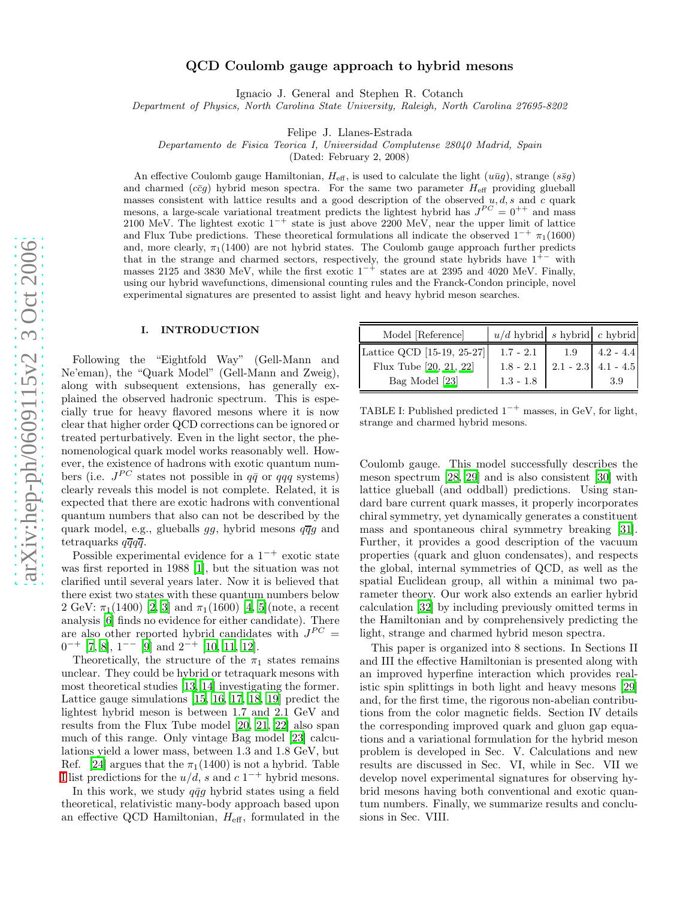# QCD Coulomb gauge approach to hybrid mesons

Ignacio J. General and Stephen R. Cotanch

*Department of Physics, North Carolina State University, Raleigh, North Carolina 27695-8202*

Felipe J. Llanes-Estrada

*Departamento de Fisica Teorica I, Universidad Complutense 28040 Madrid, Spain*

(Dated: February 2, 2008)

An effective Coulomb gauge Hamiltonian, $H_{\text{eff}}$, is used to calculate the light ($u\bar{u}g$), strange ($s\bar{s}g$) and charmed ($c\bar{c}g$) hybrid meson spectra. For the same two parameter $H_{\text{eff}}$ providing glueball masses consistent with lattice results and a good description of the observed $u, d, s$ and $c$ quark mesons, a large-scale variational treatment predicts the lightest hybrid has $J^{PC} = 0^{++}$ and mass 2100 MeV. The lightest exotic $1^{-+}$ state is just above 2200 MeV, near the upper limit of lattice and Flux Tube predictions. These theoretical formulations all indicate the observed $1^{-+}$ $\pi_1(1600)$ and, more clearly, $\pi_1(1400)$ are not hybrid states. The Coulomb gauge approach further predicts that in the strange and charmed sectors, respectively, the ground state hybrids have $1^{+-}$ with masses 2125 and 3830 MeV, while the first exotic $1^{-+}$ states are at 2395 and 4020 MeV. Finally, using our hybrid wavefunctions, dimensional counting rules and the Franck-Condon principle, novel experimental signatures are presented to assist light and heavy hybrid meson searches.

## I. INTRODUCTION

Following the "Eightfold Way" (Gell-Mann and Ne'eman), the "Quark Model" (Gell-Mann and Zweig), along with subsequent extensions, has generally explained the observed hadronic spectrum. This is especially true for heavy flavored mesons where it is now clear that higher order QCD corrections can be ignored or treated perturbatively. Even in the light sector, the phenomenological quark model works reasonably well. However, the existence of hadrons with exotic quantum numbers (i.e. $J^{PC}$ states not possible in $q\bar{q}$ or $qqq$ systems) clearly reveals this model is not complete. Related, it is expected that there are exotic hadrons with conventional quantum numbers that also can not be described by the quark model, e.g., glueballs $gg$, hybrid mesons $q\overline{q}g$ and tetraquarks $q\overline{q}q\overline{q}$.

Possible experimental evidence for a $1^{-+}$ exotic state was first reported in 1988 [1], but the situation was not clarified until several years later. Now it is believed that there exist two states with these quantum numbers below 2 GeV: $\pi_1(1400)$ [2, 3] and $\pi_1(1600)$ [4, 5](note, a recent analysis [6] finds no evidence for either candidate). There are also other reported hybrid candidates with $J^{PC} = 0^{-+}$ [7, 8], $1^{--}$ [9] and $2^{-+}$ [10, 11, 12].

Theoretically, the structure of the $\pi_1$ states remains unclear. They could be hybrid or tetraquark mesons with most theoretical studies [13, 14] investigating the former. Lattice gauge simulations [15, 16, 17, 18, 19] predict the lightest hybrid meson is between 1.7 and 2.1 GeV and results from the Flux Tube model [20, 21, 22] also span much of this range. Only vintage Bag model [23] calculations yield a lower mass, between 1.3 and 1.8 GeV, but Ref. [24] argues that the $\pi_1(1400)$ is not a hybrid. Table I list predictions for the $u/d$, $s$ and $c$ $1^{-+}$ hybrid mesons.

In this work, we study $q\bar{q}g$ hybrid states using a field theoretical, relativistic many-body approach based upon an effective QCD Hamiltonian, $H_{\text{eff}}$, formulated in the

| Model [Reference] | $u/d$ hybrid | $s$ hybrid | $c$ hybrid |
|---|---|---|---|
| Lattice QCD [15-19, 25-27] | 1.7 - 2.1 | 1.9 | 4.2 - 4.4 |
| Flux Tube [20, 21, 22] | 1.8 - 2.1 | 2.1 - 2.3 | 4.1 - 4.5 |
| Bag Model [23] | 1.3 - 1.8 | | 3.9 |

TABLE I: Published predicted $1^{-+}$ masses, in GeV, for light, strange and charmed hybrid mesons.

Coulomb gauge. This model successfully describes the meson spectrum [28, 29] and is also consistent [30] with lattice glueball (and oddball) predictions. Using standard bare current quark masses, it properly incorporates chiral symmetry, yet dynamically generates a constituent mass and spontaneous chiral symmetry breaking [31]. Further, it provides a good description of the vacuum properties (quark and gluon condensates), and respects the global, internal symmetries of QCD, as well as the spatial Euclidean group, all within a minimal two parameter theory. Our work also extends an earlier hybrid calculation [32] by including previously omitted terms in the Hamiltonian and by comprehensively predicting the light, strange and charmed hybrid meson spectra.

This paper is organized into 8 sections. In Sections II and III the effective Hamiltonian is presented along with an improved hyperfine interaction which provides realistic spin splittings in both light and heavy mesons [29] and, for the first time, the rigorous non-abelian contributions from the color magnetic fields. Section IV details the corresponding improved quark and gluon gap equations and a variational formulation for the hybrid meson problem is developed in Sec. V. Calculations and new results are discussed in Sec. VI, while in Sec. VII we develop novel experimental signatures for observing hybrid mesons having both conventional and exotic quantum numbers. Finally, we summarize results and conclusions in Sec. VIII.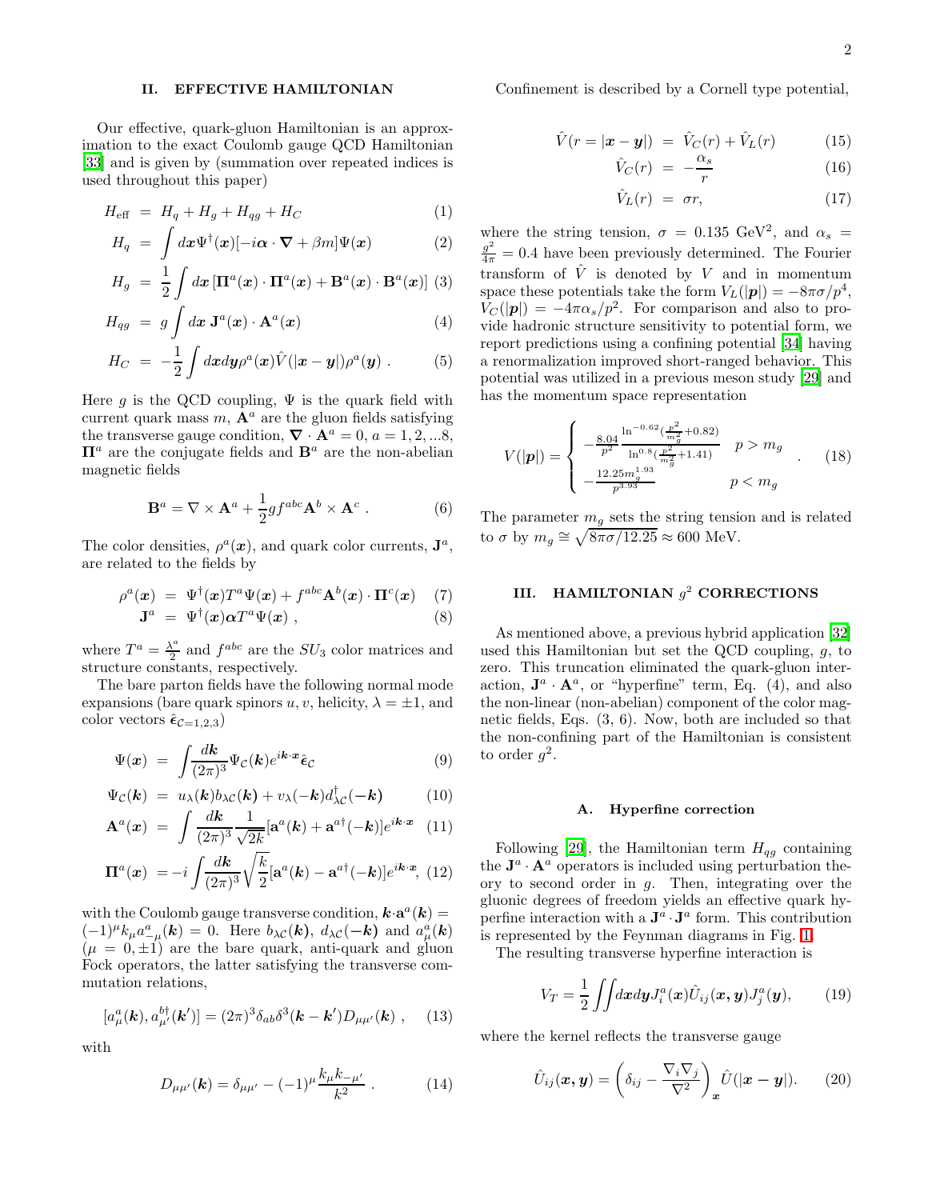## II. EFFECTIVE HAMILTONIAN

Our effective, quark-gluon Hamiltonian is an approximation to the exact Coulomb gauge QCD Hamiltonian [33] and is given by (summation over repeated indices is used throughout this paper)

$$
\begin{aligned}
H_{\rm eff} &= H_q + H_g + H_{qg} + H_C & (1)\\
H_q &= \int d\boldsymbol{x} \Psi^\dagger(\boldsymbol{x})[-i\boldsymbol{\alpha}\cdot\boldsymbol{\nabla} + \beta m]\Psi(\boldsymbol{x}) & (2)\\
H_g &= \frac{1}{2}\int d\boldsymbol{x}\,[\mathbf{\Pi}^a(\boldsymbol{x})\cdot\mathbf{\Pi}^a(\boldsymbol{x}) + \mathbf{B}^a(\boldsymbol{x})\cdot\mathbf{B}^a(\boldsymbol{x})] & (3)\\
H_{qg} &= g\int d\boldsymbol{x}\;\mathbf{J}^a(\boldsymbol{x})\cdot\mathbf{A}^a(\boldsymbol{x}) & (4)\\
H_C &= -\frac{1}{2}\int d\boldsymbol{x}d\boldsymbol{y}\rho^a(\boldsymbol{x})\hat{V}(|\boldsymbol{x}-\boldsymbol{y}|)\rho^a(\boldsymbol{y})\,. & (5)
\end{aligned}
$$

Here $g$ is the QCD coupling, $\Psi$ is the quark field with current quark mass $m$, $\mathbf{A}^a$ are the gluon fields satisfying the transverse gauge condition, $\boldsymbol{\nabla}\cdot\mathbf{A}^a = 0$, $a = 1, 2, ...8$, $\mathbf{\Pi}^a$ are the conjugate fields and $\mathbf{B}^a$ are the non-abelian magnetic fields

$$
\mathbf{B}^a = \nabla\times\mathbf{A}^a + \frac{1}{2}gf^{abc}\mathbf{A}^b\times\mathbf{A}^c\,. \qquad (6)
$$

The color densities, $\rho^a(\boldsymbol{x})$, and quark color currents, $\mathbf{J}^a$, are related to the fields by

$$
\begin{aligned}
\rho^a(\boldsymbol{x}) &= \Psi^\dagger(\boldsymbol{x})T^a\Psi(\boldsymbol{x}) + f^{abc}\mathbf{A}^b(\boldsymbol{x})\cdot\mathbf{\Pi}^c(\boldsymbol{x}) & (7)\\
\mathbf{J}^a &= \Psi^\dagger(\boldsymbol{x})\boldsymbol{\alpha}T^a\Psi(\boldsymbol{x})\,, & (8)
\end{aligned}
$$

where $T^a = \frac{\lambda^a}{2}$ and $f^{abc}$ are the $SU_3$ color matrices and structure constants, respectively.

The bare parton fields have the following normal mode expansions (bare quark spinors $u, v$, helicity, $\lambda = \pm 1$, and color vectors $\hat{\boldsymbol{\epsilon}}_{\mathcal{C}=1,2,3}$)

$$
\begin{aligned}
\Psi(\boldsymbol{x}) &= \int\frac{d\boldsymbol{k}}{(2\pi)^3}\Psi_{\mathcal{C}}(\boldsymbol{k})e^{i\boldsymbol{k}\cdot\boldsymbol{x}}\hat{\boldsymbol{\epsilon}}_{\mathcal{C}} & (9)\\
\Psi_{\mathcal{C}}(\boldsymbol{k}) &= u_\lambda(\boldsymbol{k})b_{\lambda\mathcal{C}}(\boldsymbol{k}) + v_\lambda(-\boldsymbol{k})d^\dagger_{\lambda\mathcal{C}}(-\boldsymbol{k}) & (10)\\
\mathbf{A}^a(\boldsymbol{x}) &= \int\frac{d\boldsymbol{k}}{(2\pi)^3}\frac{1}{\sqrt{2k}}[\mathbf{a}^a(\boldsymbol{k}) + \mathbf{a}^{a\dagger}(-\boldsymbol{k})]e^{i\boldsymbol{k}\cdot\boldsymbol{x}} & (11)\\
\mathbf{\Pi}^a(\boldsymbol{x}) &= -i\int\frac{d\boldsymbol{k}}{(2\pi)^3}\sqrt{\frac{k}{2}}[\mathbf{a}^a(\boldsymbol{k}) - \mathbf{a}^{a\dagger}(-\boldsymbol{k})]e^{i\boldsymbol{k}\cdot\boldsymbol{x}}, & (12)
\end{aligned}
$$

with the Coulomb gauge transverse condition, $\boldsymbol{k}\cdot\mathbf{a}^a(\boldsymbol{k}) = (-1)^\mu k_\mu a^a_{-\mu}(\boldsymbol{k}) = 0$. Here $b_{\lambda\mathcal{C}}(\boldsymbol{k})$, $d_{\lambda\mathcal{C}}(-\boldsymbol{k})$ and $a^a_\mu(\boldsymbol{k})$ ($\mu = 0, \pm 1$) are the bare quark, anti-quark and gluon Fock operators, the latter satisfying the transverse commutation relations,

$$
[a^a_\mu(\boldsymbol{k}), a^{b\dagger}_{\mu'}(\boldsymbol{k}')] = (2\pi)^3\delta_{ab}\delta^3(\boldsymbol{k}-\boldsymbol{k}')D_{\mu\mu'}(\boldsymbol{k})\,, \qquad (13)
$$

with

$$
D_{\mu\mu'}(\boldsymbol{k}) = \delta_{\mu\mu'} - (-1)^\mu\frac{k_\mu k_{-\mu'}}{k^2}\,. \qquad (14)
$$

Confinement is described by a Cornell type potential,

$$
\begin{aligned}
\hat{V}(r = |\boldsymbol{x}-\boldsymbol{y}|) &= \hat{V}_C(r) + \hat{V}_L(r) & (15)\\
\hat{V}_C(r) &= -\frac{\alpha_s}{r} & (16)\\
\hat{V}_L(r) &= \sigma r, & (17)
\end{aligned}
$$

where the string tension, $\sigma = 0.135$ GeV$^2$, and $\alpha_s = \frac{g^2}{4\pi} = 0.4$ have been previously determined. The Fourier transform of $\hat{V}$ is denoted by $V$ and in momentum space these potentials take the form $V_L(|\boldsymbol{p}|) = -8\pi\sigma/p^4$, $V_C(|\boldsymbol{p}|) = -4\pi\alpha_s/p^2$. For comparison and also to provide hadronic structure sensitivity to potential form, we report predictions using a confining potential [34] having a renormalization improved short-ranged behavior. This potential was utilized in a previous meson study [29] and has the momentum space representation

$$
V(|\boldsymbol{p}|) = \begin{cases} -\frac{8.04}{p^2}\frac{\ln^{-0.62}(\frac{p^2}{m_g^2}+0.82)}{\ln^{0.8}(\frac{p^2}{m_g^2}+1.41)} & p > m_g \\ -\frac{12.25 m_g^{1.93}}{p^{3.93}} & p < m_g \end{cases}\,. \qquad (18)
$$

The parameter $m_g$ sets the string tension and is related to $\sigma$ by $m_g \cong \sqrt{8\pi\sigma/12.25} \approx 600$ MeV.

## III. HAMILTONIAN $g^2$ CORRECTIONS

As mentioned above, a previous hybrid application [32] used this Hamiltonian but set the QCD coupling, $g$, to zero. This truncation eliminated the quark-gluon interaction, $\mathbf{J}^a\cdot\mathbf{A}^a$, or "hyperfine" term, Eq. (4), and also the non-linear (non-abelian) component of the color magnetic fields, Eqs. (3, 6). Now, both are included so that the non-confining part of the Hamiltonian is consistent to order $g^2$.

### A. Hyperfine correction

Following [29], the Hamiltonian term $H_{qg}$ containing the $\mathbf{J}^a\cdot\mathbf{A}^a$ operators is included using perturbation theory to second order in $g$. Then, integrating over the gluonic degrees of freedom yields an effective quark hyperfine interaction with a $\mathbf{J}^a\cdot\mathbf{J}^a$ form. This contribution is represented by the Feynman diagrams in Fig. 1.

The resulting transverse hyperfine interaction is

$$
V_T = \frac{1}{2}\iint d\boldsymbol{x}d\boldsymbol{y}J^a_i(\boldsymbol{x})\hat{U}_{ij}(\boldsymbol{x},\boldsymbol{y})J^a_j(\boldsymbol{y}), \qquad (19)
$$

where the kernel reflects the transverse gauge

$$
\hat{U}_{ij}(\boldsymbol{x},\boldsymbol{y}) = \left(\delta_{ij} - \frac{\nabla_i\nabla_j}{\nabla^2}\right)_{\boldsymbol{x}}\hat{U}(|\boldsymbol{x}-\boldsymbol{y}|). \qquad (20)
$$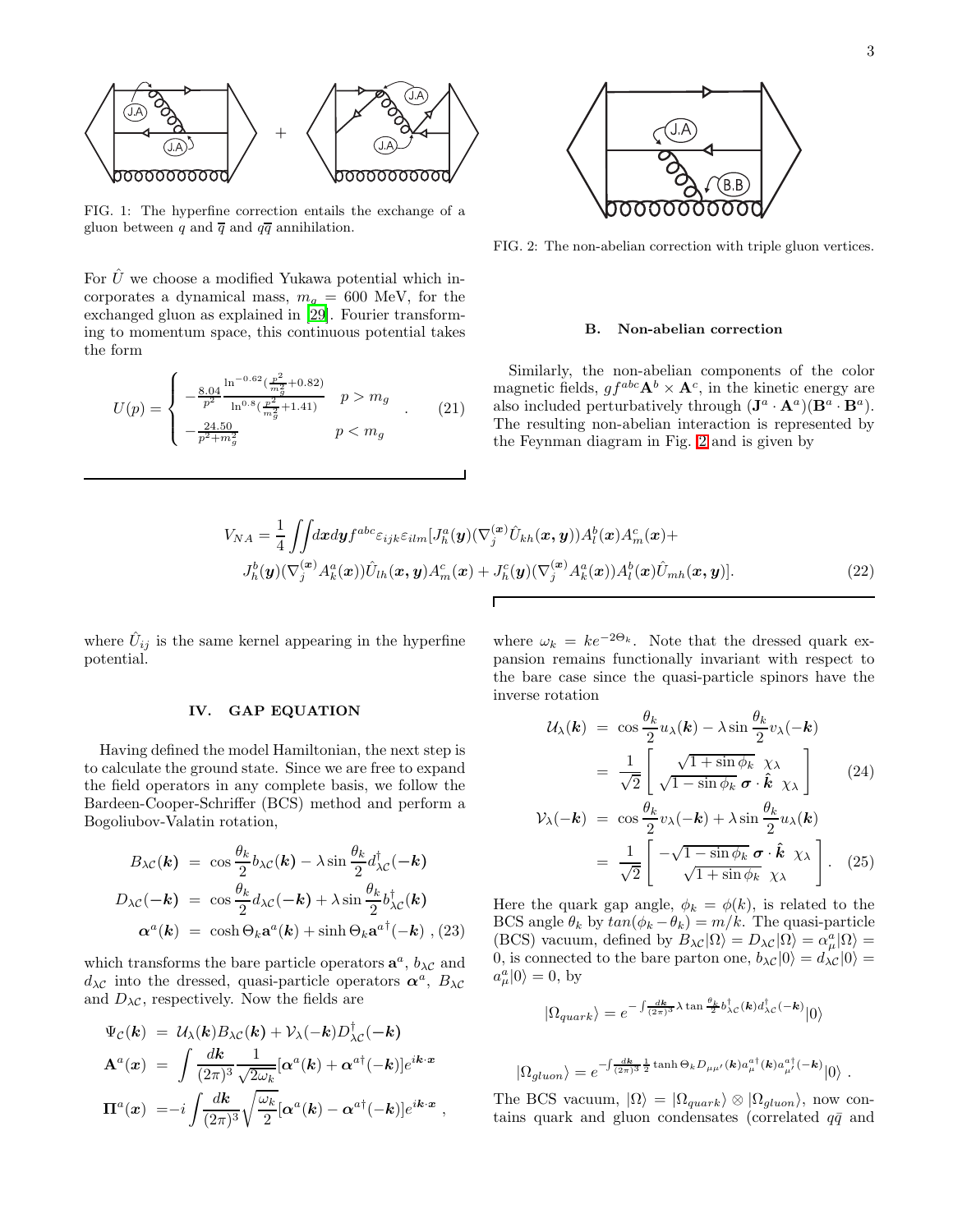FIG. 1: The hyperfine correction entails the exchange of a gluon between $q$ and $\overline{q}$ and $q\overline{q}$ annihilation.

FIG. 2: The non-abelian correction with triple gluon vertices.

For $\hat{U}$ we choose a modified Yukawa potential which incorporates a dynamical mass, $m_g = 600$ MeV, for the exchanged gluon as explained in [29]. Fourier transforming to momentum space, this continuous potential takes the form

$$U(p) = \begin{cases} -\frac{8.04}{p^2} \frac{\ln^{-0.62}(\frac{p^2}{m_g^2}+0.82)}{\ln^{0.8}(\frac{p^2}{m_g^2}+1.41)} & p > m_g \\ -\frac{24.50}{p^2+m_g^2} & p < m_g \end{cases} . \quad (21)$$

### B. Non-abelian correction

Similarly, the non-abelian components of the color magnetic fields, $gf^{abc}\mathbf{A}^b \times \mathbf{A}^c$, in the kinetic energy are also included perturbatively through $(\mathbf{J}^a \cdot \mathbf{A}^a)(\mathbf{B}^a \cdot \mathbf{B}^a)$. The resulting non-abelian interaction is represented by the Feynman diagram in Fig. 2 and is given by

$$V_{NA} = \frac{1}{4}\iint d\boldsymbol{x} d\boldsymbol{y} f^{abc}\varepsilon_{ijk}\varepsilon_{ilm}[J_h^a(\boldsymbol{y})(\nabla_j^{(\boldsymbol{x})}\hat{U}_{kh}(\boldsymbol{x},\boldsymbol{y}))A_l^b(\boldsymbol{x})A_m^c(\boldsymbol{x})+$$
$$J_h^b(\boldsymbol{y})(\nabla_j^{(\boldsymbol{x})}A_k^a(\boldsymbol{x}))\hat{U}_{lh}(\boldsymbol{x},\boldsymbol{y})A_m^c(\boldsymbol{x}) + J_h^c(\boldsymbol{y})(\nabla_j^{(\boldsymbol{x})}A_k^a(\boldsymbol{x}))A_l^b(\boldsymbol{x})\hat{U}_{mh}(\boldsymbol{x},\boldsymbol{y})]. \quad (22)$$

where $\hat{U}_{ij}$ is the same kernel appearing in the hyperfine potential.

## IV. GAP EQUATION

Having defined the model Hamiltonian, the next step is to calculate the ground state. Since we are free to expand the field operators in any complete basis, we follow the Bardeen-Cooper-Schriffer (BCS) method and perform a Bogoliubov-Valatin rotation,

$$\begin{aligned} B_{\lambda\mathcal{C}}(\boldsymbol{k}) &= \cos\frac{\theta_k}{2} b_{\lambda\mathcal{C}}(\boldsymbol{k}) - \lambda \sin\frac{\theta_k}{2} d^\dagger_{\lambda\mathcal{C}}(-\boldsymbol{k}) \\ D_{\lambda\mathcal{C}}(-\boldsymbol{k}) &= \cos\frac{\theta_k}{2} d_{\lambda\mathcal{C}}(-\boldsymbol{k}) + \lambda \sin\frac{\theta_k}{2} b^\dagger_{\lambda\mathcal{C}}(\boldsymbol{k}) \\ \boldsymbol{\alpha}^a(\boldsymbol{k}) &= \cosh\Theta_k \mathbf{a}^a(\boldsymbol{k}) + \sinh\Theta_k \mathbf{a}^{a\dagger}(-\boldsymbol{k}) \;, \end{aligned} \quad (23)$$

which transforms the bare particle operators $\mathbf{a}^a$, $b_{\lambda\mathcal{C}}$ and $d_{\lambda\mathcal{C}}$ into the dressed, quasi-particle operators $\boldsymbol{\alpha}^a$, $B_{\lambda\mathcal{C}}$ and $D_{\lambda\mathcal{C}}$, respectively. Now the fields are

$$\begin{aligned} \Psi_{\mathcal{C}}(\boldsymbol{k}) &= \mathcal{U}_\lambda(\boldsymbol{k}) B_{\lambda\mathcal{C}}(\boldsymbol{k}) + \mathcal{V}_\lambda(-\boldsymbol{k}) D^\dagger_{\lambda\mathcal{C}}(-\boldsymbol{k}) \\ \mathbf{A}^a(\boldsymbol{x}) &= \int \frac{d\boldsymbol{k}}{(2\pi)^3}\frac{1}{\sqrt{2\omega_k}}[\boldsymbol{\alpha}^a(\boldsymbol{k}) + \boldsymbol{\alpha}^{a\dagger}(-\boldsymbol{k})]e^{i\boldsymbol{k}\cdot\boldsymbol{x}} \\ \mathbf{\Pi}^a(\boldsymbol{x}) &= -i\int \frac{d\boldsymbol{k}}{(2\pi)^3}\sqrt{\frac{\omega_k}{2}}[\boldsymbol{\alpha}^a(\boldsymbol{k}) - \boldsymbol{\alpha}^{a\dagger}(-\boldsymbol{k})]e^{i\boldsymbol{k}\cdot\boldsymbol{x}} \;, \end{aligned}$$

where $\omega_k = ke^{-2\Theta_k}$. Note that the dressed quark expansion remains functionally invariant with respect to the bare case since the quasi-particle spinors have the inverse rotation

$$\begin{aligned} \mathcal{U}_\lambda(\boldsymbol{k}) &= \cos\frac{\theta_k}{2} u_\lambda(\boldsymbol{k}) - \lambda\sin\frac{\theta_k}{2} v_\lambda(-\boldsymbol{k}) \\ &= \frac{1}{\sqrt{2}}\begin{bmatrix} \sqrt{1+\sin\phi_k}\;\chi_\lambda \\ \sqrt{1-\sin\phi_k}\;\boldsymbol{\sigma}\cdot\hat{\boldsymbol{k}}\;\chi_\lambda \end{bmatrix} \end{aligned} \quad (24)$$

$$\begin{aligned} \mathcal{V}_\lambda(-\boldsymbol{k}) &= \cos\frac{\theta_k}{2} v_\lambda(-\boldsymbol{k}) + \lambda\sin\frac{\theta_k}{2} u_\lambda(\boldsymbol{k}) \\ &= \frac{1}{\sqrt{2}}\begin{bmatrix} -\sqrt{1-\sin\phi_k}\;\boldsymbol{\sigma}\cdot\hat{\boldsymbol{k}}\;\chi_\lambda \\ \sqrt{1+\sin\phi_k}\;\chi_\lambda \end{bmatrix} . \end{aligned} \quad (25)$$

Here the quark gap angle, $\phi_k = \phi(k)$, is related to the BCS angle $\theta_k$ by $tan(\phi_k - \theta_k) = m/k$. The quasi-particle (BCS) vacuum, defined by $B_{\lambda\mathcal{C}}|\Omega\rangle = D_{\lambda\mathcal{C}}|\Omega\rangle = \alpha^a_\mu|\Omega\rangle = 0$, is connected to the bare parton one, $b_{\lambda\mathcal{C}}|0\rangle = d_{\lambda\mathcal{C}}|0\rangle = a^a_\mu|0\rangle = 0$, by

$$|\Omega_{quark}\rangle = e^{-\int\frac{d\boldsymbol{k}}{(2\pi)^3}\lambda\tan\frac{\theta_k}{2} b^\dagger_{\lambda\mathcal{C}}(\boldsymbol{k})d^\dagger_{\lambda\mathcal{C}}(-\boldsymbol{k})}|0\rangle$$

$$|\Omega_{gluon}\rangle = e^{-\int\frac{d\boldsymbol{k}}{(2\pi)^3}\frac{1}{2}\tanh\Theta_k D_{\mu\mu'}(\boldsymbol{k})a^{a\dagger}_\mu(\boldsymbol{k})a^{a\dagger}_{\mu'}(-\boldsymbol{k})}|0\rangle \; .$$

The BCS vacuum, $|\Omega\rangle = |\Omega_{quark}\rangle \otimes |\Omega_{gluon}\rangle$, now contains quark and gluon condensates (correlated $q\bar{q}$ and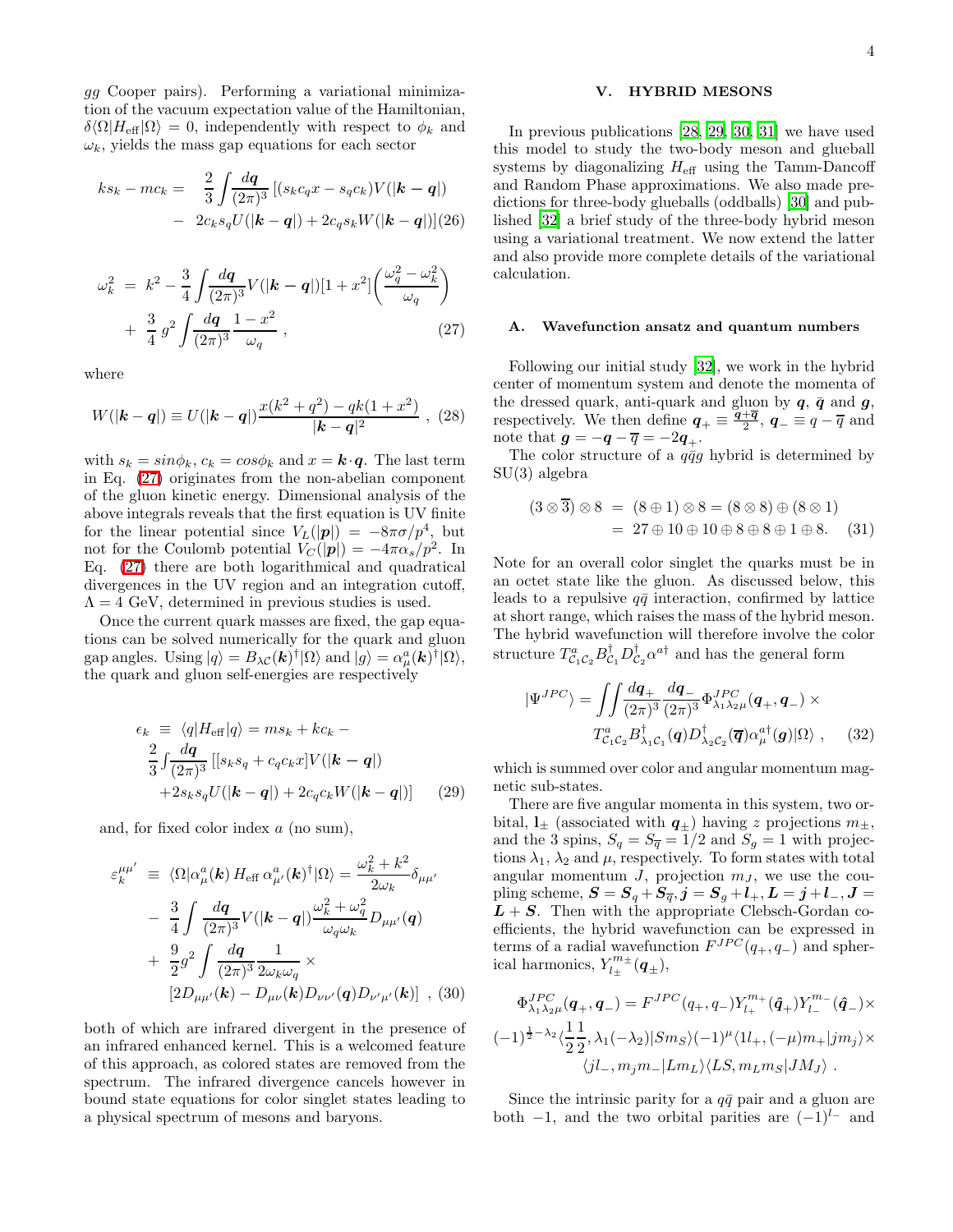$gg$ Cooper pairs). Performing a variational minimization of the vacuum expectation value of the Hamiltonian, $\delta\langle\Omega|H_{\rm eff}|\Omega\rangle = 0$, independently with respect to $\phi_k$ and $\omega_k$, yields the mass gap equations for each sector

$$
\begin{aligned}
ks_k - mc_k = &\ \ \frac{2}{3}\int\frac{d\boldsymbol{q}}{(2\pi)^3}\,[(s_k c_q x - s_q c_k)V(|\boldsymbol{k}-\boldsymbol{q}|) \\
&- \ 2c_k s_q U(|\boldsymbol{k}-\boldsymbol{q}|) + 2c_q s_k W(|\boldsymbol{k}-\boldsymbol{q}|)] \quad (26)
\end{aligned}
$$

$$
\begin{aligned}
\omega_k^2 \ = \ & k^2 - \frac{3}{4}\int\frac{d\boldsymbol{q}}{(2\pi)^3}V(|\boldsymbol{k}-\boldsymbol{q}|)[1+x^2]\left(\frac{\omega_q^2-\omega_k^2}{\omega_q}\right) \\
& + \ \frac{3}{4}\,g^2\int\frac{d\boldsymbol{q}}{(2\pi)^3}\frac{1-x^2}{\omega_q}\ , \qquad (27)
\end{aligned}
$$

where

$$
W(|\boldsymbol{k}-\boldsymbol{q}|) \equiv U(|\boldsymbol{k}-\boldsymbol{q}|)\frac{x(k^2+q^2)-qk(1+x^2)}{|\boldsymbol{k}-\boldsymbol{q}|^2}\ , \quad (28)
$$

with $s_k = sin\phi_k$, $c_k = cos\phi_k$ and $x = \boldsymbol{k}\cdot\boldsymbol{q}$. The last term in Eq. (27) originates from the non-abelian component of the gluon kinetic energy. Dimensional analysis of the above integrals reveals that the first equation is UV finite for the linear potential since $V_L(|\boldsymbol{p}|) = -8\pi\sigma/p^4$, but not for the Coulomb potential $V_C(|\boldsymbol{p}|) = -4\pi\alpha_s/p^2$. In Eq. (27) there are both logarithmical and quadratical divergences in the UV region and an integration cutoff, $\Lambda = 4$ GeV, determined in previous studies is used.

Once the current quark masses are fixed, the gap equations can be solved numerically for the quark and gluon gap angles. Using $|q\rangle = B_{\lambda\mathcal{C}}(\boldsymbol{k})^\dagger|\Omega\rangle$ and $|g\rangle = \alpha^a_\mu(\boldsymbol{k})^\dagger|\Omega\rangle$, the quark and gluon self-energies are respectively

$$
\begin{aligned}
\epsilon_k \ \equiv \ & \langle q|H_{\rm eff}|q\rangle = ms_k + kc_k - \\
& \frac{2}{3}\int\frac{d\boldsymbol{q}}{(2\pi)^3}\,[[s_k s_q + c_q c_k x]V(|\boldsymbol{k}-\boldsymbol{q}|) \\
& +2s_k s_q U(|\boldsymbol{k}-\boldsymbol{q}|) + 2c_q c_k W(|\boldsymbol{k}-\boldsymbol{q}|)] \qquad (29)
\end{aligned}
$$

and, for fixed color index $a$ (no sum),

$$
\begin{aligned}
\varepsilon_k^{\mu\mu'} \ \equiv \ & \langle\Omega|\alpha^a_\mu(\boldsymbol{k})\,H_{\rm eff}\,\alpha^a_{\mu'}(\boldsymbol{k})^\dagger|\Omega\rangle = \frac{\omega_k^2+k^2}{2\omega_k}\delta_{\mu\mu'} \\
& - \ \frac{3}{4}\int\frac{d\boldsymbol{q}}{(2\pi)^3}V(|\boldsymbol{k}-\boldsymbol{q}|)\frac{\omega_k^2+\omega_q^2}{\omega_q\omega_k}D_{\mu\mu'}(\boldsymbol{q}) \\
& + \ \frac{9}{2}g^2\int\frac{d\boldsymbol{q}}{(2\pi)^3}\frac{1}{2\omega_k\omega_q}\times \\
& [2D_{\mu\mu'}(\boldsymbol{k}) - D_{\mu\nu}(\boldsymbol{k})D_{\nu\nu'}(\boldsymbol{q})D_{\nu'\mu'}(\boldsymbol{k})]\ , \ (30)
\end{aligned}
$$

both of which are infrared divergent in the presence of an infrared enhanced kernel. This is a welcomed feature of this approach, as colored states are removed from the spectrum. The infrared divergence cancels however in bound state equations for color singlet states leading to a physical spectrum of mesons and baryons.

## V. HYBRID MESONS

In previous publications [28, 29, 30, 31] we have used this model to study the two-body meson and glueball systems by diagonalizing $H_{\rm eff}$ using the Tamm-Dancoff and Random Phase approximations. We also made predictions for three-body glueballs (oddballs) [30] and published [32] a brief study of the three-body hybrid meson using a variational treatment. We now extend the latter and also provide more complete details of the variational calculation.

### A. Wavefunction ansatz and quantum numbers

Following our initial study [32], we work in the hybrid center of momentum system and denote the momenta of the dressed quark, anti-quark and gluon by $\boldsymbol{q}$, $\bar{\boldsymbol{q}}$ and $\boldsymbol{g}$, respectively. We then define $\boldsymbol{q}_+ \equiv \frac{\boldsymbol{q}+\overline{\boldsymbol{q}}}{2}$, $\boldsymbol{q}_- \equiv q - \overline{q}$ and note that $\boldsymbol{g} = -\boldsymbol{q} - \overline{\boldsymbol{q}} = -2\boldsymbol{q}_+$.

The color structure of a $q\bar{q}g$ hybrid is determined by SU(3) algebra

$$
\begin{aligned}
(3\otimes\overline{3})\otimes 8 \ &= \ (8\oplus 1)\otimes 8 = (8\otimes 8)\oplus(8\otimes 1) \\
&= \ 27\oplus 10\oplus 10\oplus 8\oplus 8\oplus 1\oplus 8. \quad (31)
\end{aligned}
$$

Note for an overall color singlet the quarks must be in an octet state like the gluon. As discussed below, this leads to a repulsive $q\bar{q}$ interaction, confirmed by lattice at short range, which raises the mass of the hybrid meson. The hybrid wavefunction will therefore involve the color structure $T^a_{\mathcal{C}_1\mathcal{C}_2}B^\dagger_{\mathcal{C}_1}D^\dagger_{\mathcal{C}_2}\alpha^{a\dagger}$ and has the general form

$$
\begin{aligned}
|\Psi^{JPC}\rangle = \iint\frac{d\boldsymbol{q}_+}{(2\pi)^3}\frac{d\boldsymbol{q}_-}{(2\pi)^3}\Phi^{JPC}_{\lambda_1\lambda_2\mu}(\boldsymbol{q}_+,\boldsymbol{q}_-)\times \\
T^a_{\mathcal{C}_1\mathcal{C}_2}B^\dagger_{\lambda_1\mathcal{C}_1}(\boldsymbol{q})D^\dagger_{\lambda_2\mathcal{C}_2}(\overline{\boldsymbol{q}})\alpha^{a\dagger}_\mu(\boldsymbol{g})|\Omega\rangle\ , \quad (32)
\end{aligned}
$$

which is summed over color and angular momentum magnetic sub-states.

There are five angular momenta in this system, two orbital, $\mathbf{l}_\pm$ (associated with $\boldsymbol{q}_\pm$) having $z$ projections $m_\pm$, and the 3 spins, $S_q = S_{\overline{q}} = 1/2$ and $S_g = 1$ with projections $\lambda_1$, $\lambda_2$ and $\mu$, respectively. To form states with total angular momentum $J$, projection $m_J$, we use the coupling scheme, $\boldsymbol{S} = \boldsymbol{S}_q + \boldsymbol{S}_{\overline{q}}, \boldsymbol{j} = \boldsymbol{S}_g + \boldsymbol{l}_+, \boldsymbol{L} = \boldsymbol{j} + \boldsymbol{l}_-, \boldsymbol{J} = \boldsymbol{L} + \boldsymbol{S}$. Then with the appropriate Clebsch-Gordan coefficients, the hybrid wavefunction can be expressed in terms of a radial wavefunction $F^{JPC}(q_+,q_-)$ and spherical harmonics, $Y^{m_\pm}_{l_\pm}(\boldsymbol{q}_\pm)$,

$$
\begin{aligned}
\Phi^{JPC}_{\lambda_1\lambda_2\mu}(\boldsymbol{q}_+,\boldsymbol{q}_-) = F^{JPC}(q_+,q_-)Y^{m_+}_{l_+}(\hat{\boldsymbol{q}}_+)Y^{m_-}_{l_-}(\hat{\boldsymbol{q}}_-)\times \\
(-1)^{\frac{1}{2}-\lambda_2}\langle\frac{1}{2}\frac{1}{2},\lambda_1(-\lambda_2)|Sm_S\rangle(-1)^\mu\langle 1l_+,(-\mu)m_+|jm_j\rangle\times \\
\langle jl_-,m_j m_-|Lm_L\rangle\langle LS,m_L m_S|JM_J\rangle\ .
\end{aligned}
$$

Since the intrinsic parity for a $q\bar{q}$ pair and a gluon are both $-1$, and the two orbital parities are $(-1)^{l_-}$ and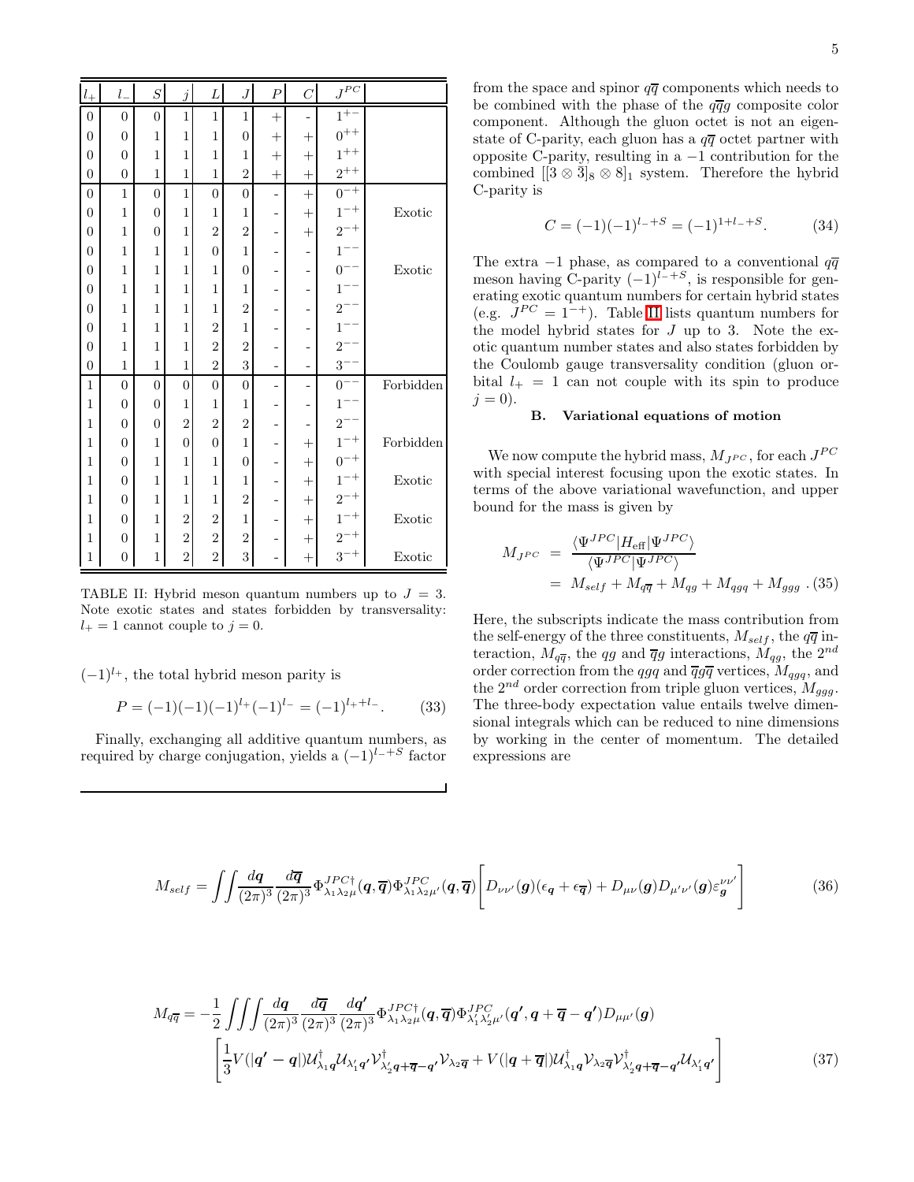| $l_+$ | $l_-$ | $S$ | $j$ | $L$ | $J$ | $P$ | $C$ | $J^{PC}$ | |
|---|---|---|---|---|---|---|---|---|---|
| 0 | 0 | 0 | 1 | 1 | 1 | + | - | $1^{+-}$ | |
| 0 | 0 | 1 | 1 | 1 | 0 | + | + | $0^{++}$ | |
| 0 | 0 | 1 | 1 | 1 | 1 | + | + | $1^{++}$ | |
| 0 | 0 | 1 | 1 | 1 | 2 | + | + | $2^{++}$ | |
| 0 | 1 | 0 | 1 | 0 | 0 | - | + | $0^{-+}$ | |
| 0 | 1 | 0 | 1 | 1 | 1 | - | + | $1^{-+}$ | Exotic |
| 0 | 1 | 0 | 1 | 2 | 2 | - | + | $2^{-+}$ | |
| 0 | 1 | 1 | 1 | 0 | 1 | - | - | $1^{--}$ | |
| 0 | 1 | 1 | 1 | 1 | 0 | - | - | $0^{--}$ | Exotic |
| 0 | 1 | 1 | 1 | 1 | 1 | - | - | $1^{--}$ | |
| 0 | 1 | 1 | 1 | 1 | 2 | - | - | $2^{--}$ | |
| 0 | 1 | 1 | 1 | 2 | 1 | - | - | $1^{--}$ | |
| 0 | 1 | 1 | 1 | 2 | 2 | - | - | $2^{--}$ | |
| 0 | 1 | 1 | 1 | 2 | 3 | - | - | $3^{--}$ | |
| 1 | 0 | 0 | 0 | 0 | 0 | - | - | $0^{--}$ | Forbidden |
| 1 | 0 | 0 | 1 | 1 | 1 | - | - | $1^{--}$ | |
| 1 | 0 | 0 | 2 | 2 | 2 | - | - | $2^{--}$ | |
| 1 | 0 | 1 | 0 | 0 | 1 | - | + | $1^{-+}$ | Forbidden |
| 1 | 0 | 1 | 1 | 1 | 0 | - | + | $0^{-+}$ | |
| 1 | 0 | 1 | 1 | 1 | 1 | - | + | $1^{-+}$ | Exotic |
| 1 | 0 | 1 | 1 | 1 | 2 | - | + | $2^{-+}$ | |
| 1 | 0 | 1 | 2 | 2 | 1 | - | + | $1^{-+}$ | Exotic |
| 1 | 0 | 1 | 2 | 2 | 2 | - | + | $2^{-+}$ | |
| 1 | 0 | 1 | 2 | 2 | 3 | - | + | $3^{-+}$ | Exotic |

TABLE II: Hybrid meson quantum numbers up to $J = 3$. Note exotic states and states forbidden by transversality: $l_+ = 1$ cannot couple to $j = 0$.

$(-1)^{l_+}$, the total hybrid meson parity is

$$P = (-1)(-1)(-1)^{l_+}(-1)^{l_-} = (-1)^{l_+ + l_-}. \qquad (33)$$

Finally, exchanging all additive quantum numbers, as required by charge conjugation, yields a $(-1)^{l_- + S}$ factor from the space and spinor $q\overline{q}$ components which needs to be combined with the phase of the $q\overline{q}g$ composite color component. Although the gluon octet is not an eigenstate of C-parity, each gluon has a $q\overline{q}$ octet partner with opposite C-parity, resulting in a $-1$ contribution for the combined $[[3 \otimes \bar{3}]_8 \otimes 8]_1$ system. Therefore the hybrid C-parity is

$$C = (-1)(-1)^{l_- + S} = (-1)^{1 + l_- + S}. \qquad (34)$$

The extra $-1$ phase, as compared to a conventional $q\overline{q}$ meson having C-parity $(-1)^{l_- + S}$, is responsible for generating exotic quantum numbers for certain hybrid states (e.g. $J^{PC} = 1^{-+}$). Table II lists quantum numbers for the model hybrid states for $J$ up to 3. Note the exotic quantum number states and also states forbidden by the Coulomb gauge transversality condition (gluon orbital $l_+ = 1$ can not couple with its spin to produce $j = 0$).

### B. Variational equations of motion

We now compute the hybrid mass, $M_{J^{PC}}$, for each $J^{PC}$ with special interest focusing upon the exotic states. In terms of the above variational wavefunction, and upper bound for the mass is given by

$$\begin{aligned} M_{J^{PC}} &= \frac{\langle \Psi^{JPC} | H_{\rm eff} | \Psi^{JPC} \rangle}{\langle \Psi^{JPC} | \Psi^{JPC} \rangle} \\ &= M_{self} + M_{q\overline{q}} + M_{qg} + M_{qgq} + M_{ggg} \,. \end{aligned} \qquad (35)$$

Here, the subscripts indicate the mass contribution from the self-energy of the three constituents, $M_{self}$, the $q\overline{q}$ interaction, $M_{q\overline{q}}$, the $qg$ and $\overline{q}g$ interactions, $M_{qg}$, the $2^{nd}$ order correction from the $qgq$ and $\overline{q}g\overline{q}$ vertices, $M_{qgq}$, and the $2^{nd}$ order correction from triple gluon vertices, $M_{ggg}$. The three-body expectation value entails twelve dimensional integrals which can be reduced to nine dimensions by working in the center of momentum. The detailed expressions are

$$M_{self} = \iint \frac{d\boldsymbol{q}}{(2\pi)^3} \frac{d\overline{\boldsymbol{q}}}{(2\pi)^3} \Phi^{JPC\dagger}_{\lambda_1 \lambda_2 \mu}(\boldsymbol{q}, \overline{\boldsymbol{q}}) \Phi^{JPC}_{\lambda_1 \lambda_2 \mu'}(\boldsymbol{q}, \overline{\boldsymbol{q}}) \left[ D_{\nu\nu'}(\boldsymbol{g})(\epsilon_{\boldsymbol{q}} + \epsilon_{\overline{\boldsymbol{q}}}) + D_{\mu\nu}(\boldsymbol{g}) D_{\mu'\nu'}(\boldsymbol{g}) \varepsilon^{\nu\nu'}_{\boldsymbol{g}} \right] \qquad (36)$$

$$\begin{aligned} M_{q\overline{q}} = -\frac{1}{2} \iiint & \frac{d\boldsymbol{q}}{(2\pi)^3} \frac{d\overline{\boldsymbol{q}}}{(2\pi)^3} \frac{d\boldsymbol{q'}}{(2\pi)^3} \Phi^{JPC\dagger}_{\lambda_1 \lambda_2 \mu}(\boldsymbol{q}, \overline{\boldsymbol{q}}) \Phi^{JPC}_{\lambda'_1 \lambda'_2 \mu'}(\boldsymbol{q'}, \boldsymbol{q} + \overline{\boldsymbol{q}} - \boldsymbol{q'}) D_{\mu\mu'}(\boldsymbol{g}) \\ & \left[ \frac{1}{3} V(|\boldsymbol{q'} - \boldsymbol{q}|) \mathcal{U}^\dagger_{\lambda_1 \boldsymbol{q}} \mathcal{U}_{\lambda'_1 \boldsymbol{q'}} \mathcal{V}^\dagger_{\lambda'_2 \boldsymbol{q} + \overline{\boldsymbol{q}} - \boldsymbol{q'}} \mathcal{V}_{\lambda_2 \overline{\boldsymbol{q}}} + V(|\boldsymbol{q} + \overline{\boldsymbol{q}}|) \mathcal{U}^\dagger_{\lambda_1 \boldsymbol{q}} \mathcal{V}_{\lambda_2 \overline{\boldsymbol{q}}} \mathcal{V}^\dagger_{\lambda'_2 \boldsymbol{q} + \overline{\boldsymbol{q}} - \boldsymbol{q'}} \mathcal{U}_{\lambda'_1 \boldsymbol{q'}} \right] \end{aligned} \qquad (37)$$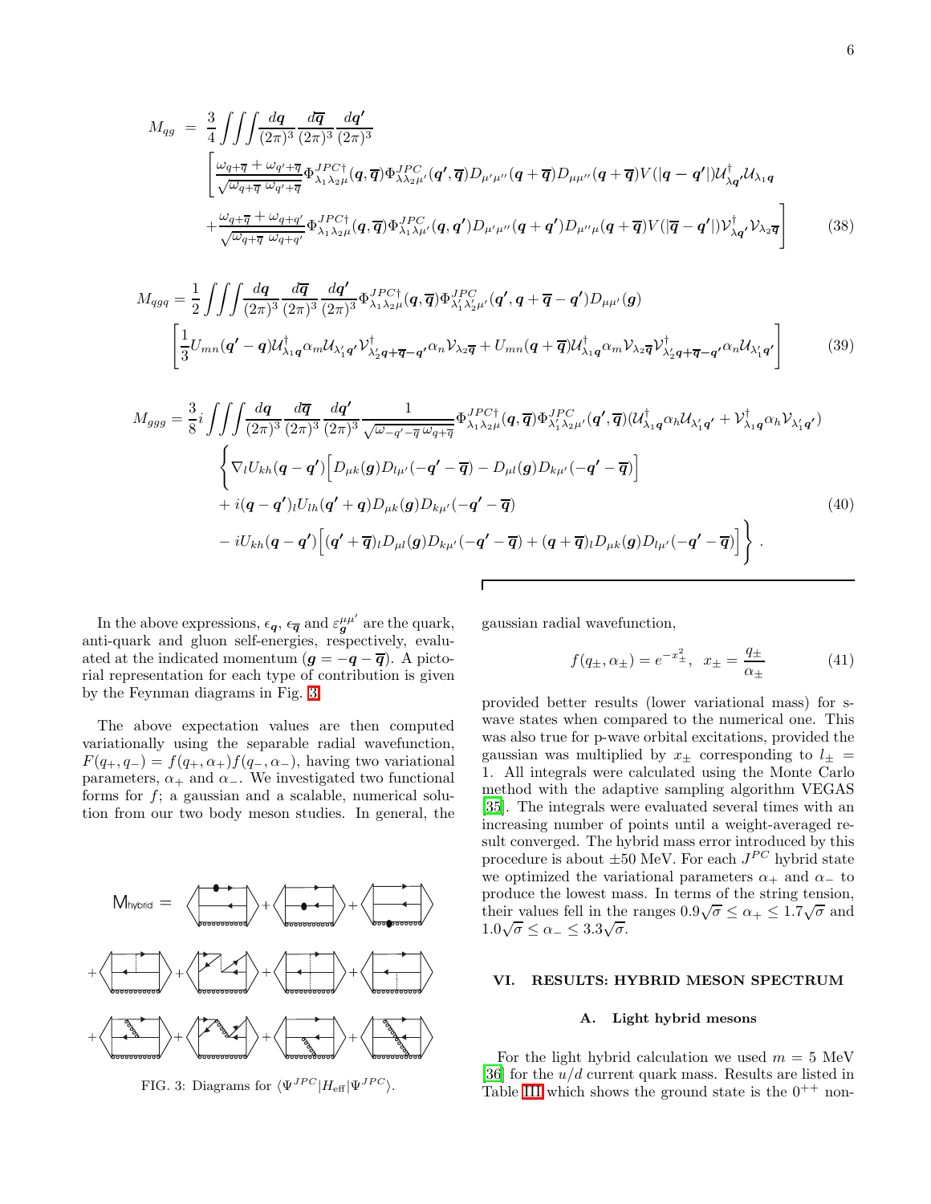$$
\begin{aligned}
M_{qg} \;=\; & \frac{3}{4}\iiint \frac{d\boldsymbol{q}}{(2\pi)^3}\frac{d\overline{\boldsymbol{q}}}{(2\pi)^3}\frac{d\boldsymbol{q'}}{(2\pi)^3} \\
& \left[\frac{\omega_{q+\overline{q}}+\omega_{q'+\overline{q}}}{\sqrt{\omega_{q+\overline{q}}\;\omega_{q'+\overline{q}}}}\Phi^{JPC\dagger}_{\lambda_1\lambda_2\mu}(\boldsymbol{q},\overline{\boldsymbol{q}})\Phi^{JPC}_{\lambda\lambda_2\mu'}(\boldsymbol{q'},\overline{\boldsymbol{q}})D_{\mu'\mu''}(\boldsymbol{q}+\overline{\boldsymbol{q}})D_{\mu\mu''}(\boldsymbol{q}+\overline{\boldsymbol{q}})V(|\boldsymbol{q}-\boldsymbol{q'}|)\mathcal{U}^{\dagger}_{\lambda\boldsymbol{q'}}\mathcal{U}_{\lambda_1\boldsymbol{q}}\right. \\
& \left.+\frac{\omega_{q+\overline{q}}+\omega_{q+q'}}{\sqrt{\omega_{q+\overline{q}}\;\omega_{q+q'}}}\Phi^{JPC\dagger}_{\lambda_1\lambda_2\mu}(\boldsymbol{q},\overline{\boldsymbol{q}})\Phi^{JPC}_{\lambda_1\lambda\mu'}(\boldsymbol{q},\boldsymbol{q'})D_{\mu'\mu''}(\boldsymbol{q}+\boldsymbol{q'})D_{\mu''\mu}(\boldsymbol{q}+\overline{\boldsymbol{q}})V(|\overline{\boldsymbol{q}}-\boldsymbol{q'}|)\mathcal{V}^{\dagger}_{\lambda\boldsymbol{q'}}\mathcal{V}_{\lambda_2\overline{\boldsymbol{q}}}\right] \qquad (38)
\end{aligned}
$$

$$
\begin{aligned}
M_{qgq} = & \frac{1}{2}\iiint \frac{d\boldsymbol{q}}{(2\pi)^3}\frac{d\overline{\boldsymbol{q}}}{(2\pi)^3}\frac{d\boldsymbol{q'}}{(2\pi)^3}\Phi^{JPC\dagger}_{\lambda_1\lambda_2\mu}(\boldsymbol{q},\overline{\boldsymbol{q}})\Phi^{JPC}_{\lambda_1'\lambda_2'\mu'}(\boldsymbol{q'},\boldsymbol{q}+\overline{\boldsymbol{q}}-\boldsymbol{q'})D_{\mu\mu'}(\boldsymbol{g}) \\
& \left[\frac{1}{3}U_{mn}(\boldsymbol{q'}-\boldsymbol{q})\mathcal{U}^{\dagger}_{\lambda_1\boldsymbol{q}}\alpha_m\mathcal{U}_{\lambda_1'\boldsymbol{q'}}\mathcal{V}^{\dagger}_{\lambda_2'\boldsymbol{q}+\overline{\boldsymbol{q}}-\boldsymbol{q'}}\alpha_n\mathcal{V}_{\lambda_2\overline{\boldsymbol{q}}}+U_{mn}(\boldsymbol{q}+\overline{\boldsymbol{q}})\mathcal{U}^{\dagger}_{\lambda_1\boldsymbol{q}}\alpha_m\mathcal{V}_{\lambda_2\overline{\boldsymbol{q}}}\mathcal{V}^{\dagger}_{\lambda_2'\boldsymbol{q}+\overline{\boldsymbol{q}}-\boldsymbol{q'}}\alpha_n\mathcal{U}_{\lambda_1'\boldsymbol{q'}}\right] \qquad (39)
\end{aligned}
$$

$$
\begin{aligned}
M_{ggg} = & \frac{3}{8}i\iiint \frac{d\boldsymbol{q}}{(2\pi)^3}\frac{d\overline{\boldsymbol{q}}}{(2\pi)^3}\frac{d\boldsymbol{q'}}{(2\pi)^3}\frac{1}{\sqrt{\omega_{-q'-\overline{q}}\;\omega_{q+\overline{q}}}}\Phi^{JPC\dagger}_{\lambda_1\lambda_2\mu}(\boldsymbol{q},\overline{\boldsymbol{q}})\Phi^{JPC}_{\lambda_1'\lambda_2\mu'}(\boldsymbol{q'},\overline{\boldsymbol{q}})(\mathcal{U}^{\dagger}_{\lambda_1\boldsymbol{q}}\alpha_h\mathcal{U}_{\lambda_1'\boldsymbol{q'}}+\mathcal{V}^{\dagger}_{\lambda_1\boldsymbol{q}}\alpha_h\mathcal{V}_{\lambda_1'\boldsymbol{q'}}) \\
& \left\{\nabla_l U_{kh}(\boldsymbol{q}-\boldsymbol{q'})\Big[D_{\mu k}(\boldsymbol{g})D_{l\mu'}(-\boldsymbol{q'}-\overline{\boldsymbol{q}})-D_{\mu l}(\boldsymbol{g})D_{k\mu'}(-\boldsymbol{q'}-\overline{\boldsymbol{q}})\Big]\right. \\
& +i(\boldsymbol{q}-\boldsymbol{q'})_l U_{lh}(\boldsymbol{q'}+\boldsymbol{q})D_{\mu k}(\boldsymbol{g})D_{k\mu'}(-\boldsymbol{q'}-\overline{\boldsymbol{q}}) \qquad (40)\\
& \left.-iU_{kh}(\boldsymbol{q}-\boldsymbol{q'})\Big[(\boldsymbol{q'}+\overline{\boldsymbol{q}})_l D_{\mu l}(\boldsymbol{g})D_{k\mu'}(-\boldsymbol{q'}-\overline{\boldsymbol{q}})+(\boldsymbol{q}+\overline{\boldsymbol{q}})_l D_{\mu k}(\boldsymbol{g})D_{l\mu'}(-\boldsymbol{q'}-\overline{\boldsymbol{q}})\Big]\right\}.
\end{aligned}
$$

In the above expressions, $\epsilon_{\boldsymbol{q}}$, $\epsilon_{\overline{\boldsymbol{q}}}$ and $\varepsilon^{\mu\mu'}_{\boldsymbol{g}}$ are the quark, anti-quark and gluon self-energies, respectively, evaluated at the indicated momentum ($\boldsymbol{g}=-\boldsymbol{q}-\overline{\boldsymbol{q}}$). A pictorial representation for each type of contribution is given by the Feynman diagrams in Fig. 3.

The above expectation values are then computed variationally using the separable radial wavefunction, $F(q_+,q_-)=f(q_+,\alpha_+)f(q_-,\alpha_-)$, having two variational parameters, $\alpha_+$ and $\alpha_-$. We investigated two functional forms for $f$; a gaussian and a scalable, numerical solution from our two body meson studies. In general, the

FIG. 3: Diagrams for $\langle\Psi^{JPC}|H_{\rm eff}|\Psi^{JPC}\rangle$.

gaussian radial wavefunction,

$$
f(q_\pm,\alpha_\pm)=e^{-x_\pm^2},\;\; x_\pm=\frac{q_\pm}{\alpha_\pm} \qquad (41)
$$

provided better results (lower variational mass) for s-wave states when compared to the numerical one. This was also true for p-wave orbital excitations, provided the gaussian was multiplied by $x_\pm$ corresponding to $l_\pm=1$. All integrals were calculated using the Monte Carlo method with the adaptive sampling algorithm VEGAS [35]. The integrals were evaluated several times with an increasing number of points until a weight-averaged result converged. The hybrid mass error introduced by this procedure is about $\pm 50$ MeV. For each $J^{PC}$ hybrid state we optimized the variational parameters $\alpha_+$ and $\alpha_-$ to produce the lowest mass. In terms of the string tension, their values fell in the ranges $0.9\sqrt{\sigma}\le\alpha_+\le 1.7\sqrt{\sigma}$ and $1.0\sqrt{\sigma}\le\alpha_-\le 3.3\sqrt{\sigma}$.

## VI. RESULTS: HYBRID MESON SPECTRUM

### A. Light hybrid mesons

For the light hybrid calculation we used $m=5$ MeV [36] for the $u/d$ current quark mass. Results are listed in Table III which shows the ground state is the $0^{++}$ non-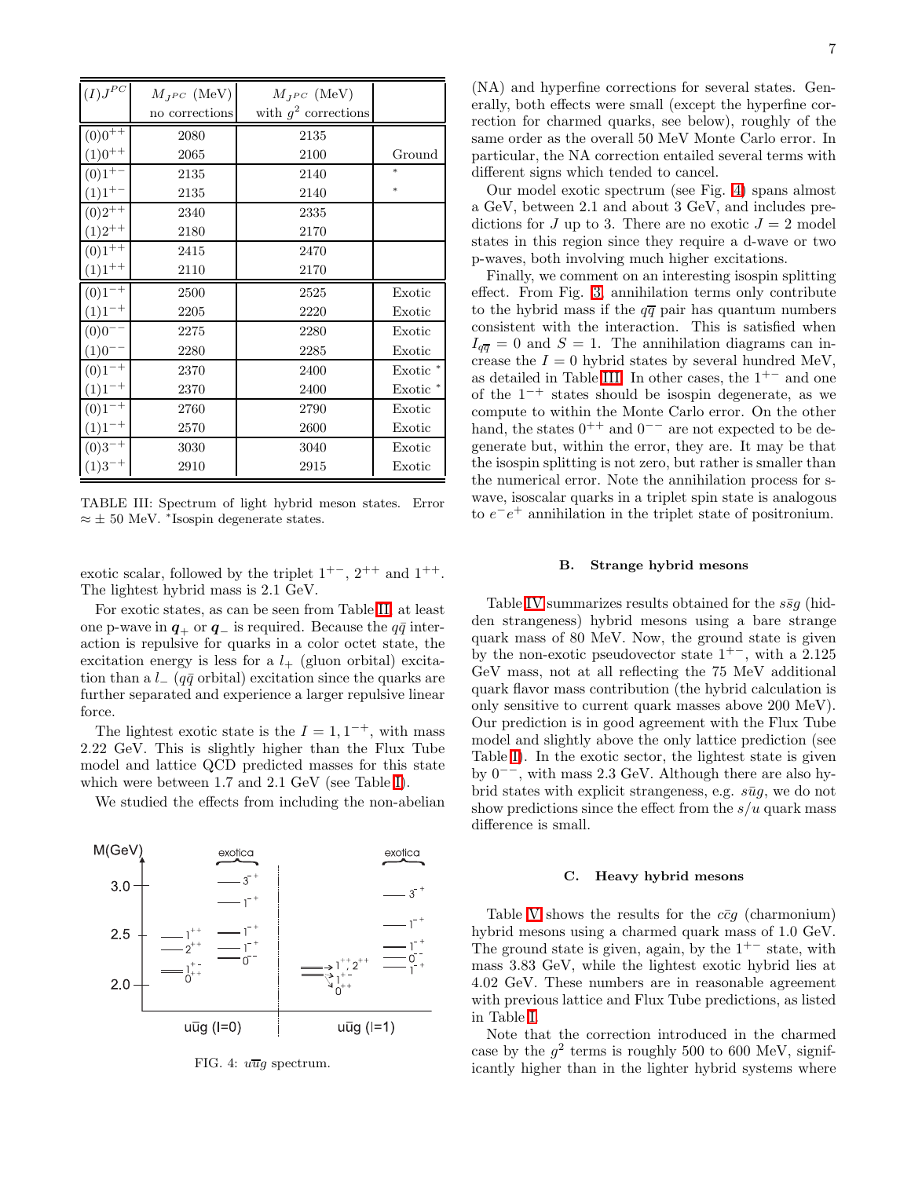| $(I)J^{PC}$ | $M_{J^{PC}}$ (MeV) no corrections | $M_{J^{PC}}$ (MeV) with $g^2$ corrections | |
|---|---|---|---|
| $(0)0^{++}$ | 2080 | 2135 | |
| $(1)0^{++}$ | 2065 | 2100 | Ground |
| $(0)1^{+-}$ | 2135 | 2140 | * |
| $(1)1^{+-}$ | 2135 | 2140 | * |
| $(0)2^{++}$ | 2340 | 2335 | |
| $(1)2^{++}$ | 2180 | 2170 | |
| $(0)1^{++}$ | 2415 | 2470 | |
| $(1)1^{++}$ | 2110 | 2170 | |
| $(0)1^{-+}$ | 2500 | 2525 | Exotic |
| $(1)1^{-+}$ | 2205 | 2220 | Exotic |
| $(0)0^{--}$ | 2275 | 2280 | Exotic |
| $(1)0^{--}$ | 2280 | 2285 | Exotic |
| $(0)1^{-+}$ | 2370 | 2400 | Exotic * |
| $(1)1^{-+}$ | 2370 | 2400 | Exotic * |
| $(0)1^{-+}$ | 2760 | 2790 | Exotic |
| $(1)1^{-+}$ | 2570 | 2600 | Exotic |
| $(0)3^{-+}$ | 3030 | 3040 | Exotic |
| $(1)3^{-+}$ | 2910 | 2915 | Exotic |

TABLE III: Spectrum of light hybrid meson states. Error $\approx \pm$ 50 MeV. *Isospin degenerate states.

exotic scalar, followed by the triplet $1^{+-}$, $2^{++}$ and $1^{++}$. The lightest hybrid mass is 2.1 GeV.

For exotic states, as can be seen from Table II, at least one p-wave in $\boldsymbol{q}_+$ or $\boldsymbol{q}_-$ is required. Because the $q\bar{q}$ interaction is repulsive for quarks in a color octet state, the excitation energy is less for a $l_+$ (gluon orbital) excitation than a $l_-$ ($q\bar{q}$ orbital) excitation since the quarks are further separated and experience a larger repulsive linear force.

The lightest exotic state is the $I = 1, 1^{-+}$, with mass 2.22 GeV. This is slightly higher than the Flux Tube model and lattice QCD predicted masses for this state which were between 1.7 and 2.1 GeV (see Table I).

We studied the effects from including the non-abelian (NA) and hyperfine corrections for several states. Generally, both effects were small (except the hyperfine correction for charmed quarks, see below), roughly of the same order as the overall 50 MeV Monte Carlo error. In particular, the NA correction entailed several terms with different signs which tended to cancel.

FIG. 4: $u\overline{u}g$ spectrum.

Our model exotic spectrum (see Fig. 4) spans almost a GeV, between 2.1 and about 3 GeV, and includes predictions for $J$ up to 3. There are no exotic $J = 2$ model states in this region since they require a d-wave or two p-waves, both involving much higher excitations.

Finally, we comment on an interesting isospin splitting effect. From Fig. 3, annihilation terms only contribute to the hybrid mass if the $q\overline{q}$ pair has quantum numbers consistent with the interaction. This is satisfied when $I_{q\overline{q}} = 0$ and $S = 1$. The annihilation diagrams can increase the $I = 0$ hybrid states by several hundred MeV, as detailed in Table III. In other cases, the $1^{+-}$ and one of the $1^{-+}$ states should be isospin degenerate, as we compute to within the Monte Carlo error. On the other hand, the states $0^{++}$ and $0^{--}$ are not expected to be degenerate but, within the error, they are. It may be that the isospin splitting is not zero, but rather is smaller than the numerical error. Note the annihilation process for s-wave, isoscalar quarks in a triplet spin state is analogous to $e^-e^+$ annihilation in the triplet state of positronium.

### B. Strange hybrid mesons

Table IV summarizes results obtained for the $s\bar{s}g$ (hidden strangeness) hybrid mesons using a bare strange quark mass of 80 MeV. Now, the ground state is given by the non-exotic pseudovector state $1^{+-}$, with a 2.125 GeV mass, not at all reflecting the 75 MeV additional quark flavor mass contribution (the hybrid calculation is only sensitive to current quark masses above 200 MeV). Our prediction is in good agreement with the Flux Tube model and slightly above the only lattice prediction (see Table I). In the exotic sector, the lightest state is given by $0^{--}$, with mass 2.3 GeV. Although there are also hybrid states with explicit strangeness, e.g. $s\bar{u}g$, we do not show predictions since the effect from the $s/u$ quark mass difference is small.

### C. Heavy hybrid mesons

Table V shows the results for the $c\bar{c}g$ (charmonium) hybrid mesons using a charmed quark mass of 1.0 GeV. The ground state is given, again, by the $1^{+-}$ state, with mass 3.83 GeV, while the lightest exotic hybrid lies at 4.02 GeV. These numbers are in reasonable agreement with previous lattice and Flux Tube predictions, as listed in Table I.

Note that the correction introduced in the charmed case by the $g^2$ terms is roughly 500 to 600 MeV, significantly higher than in the lighter hybrid systems where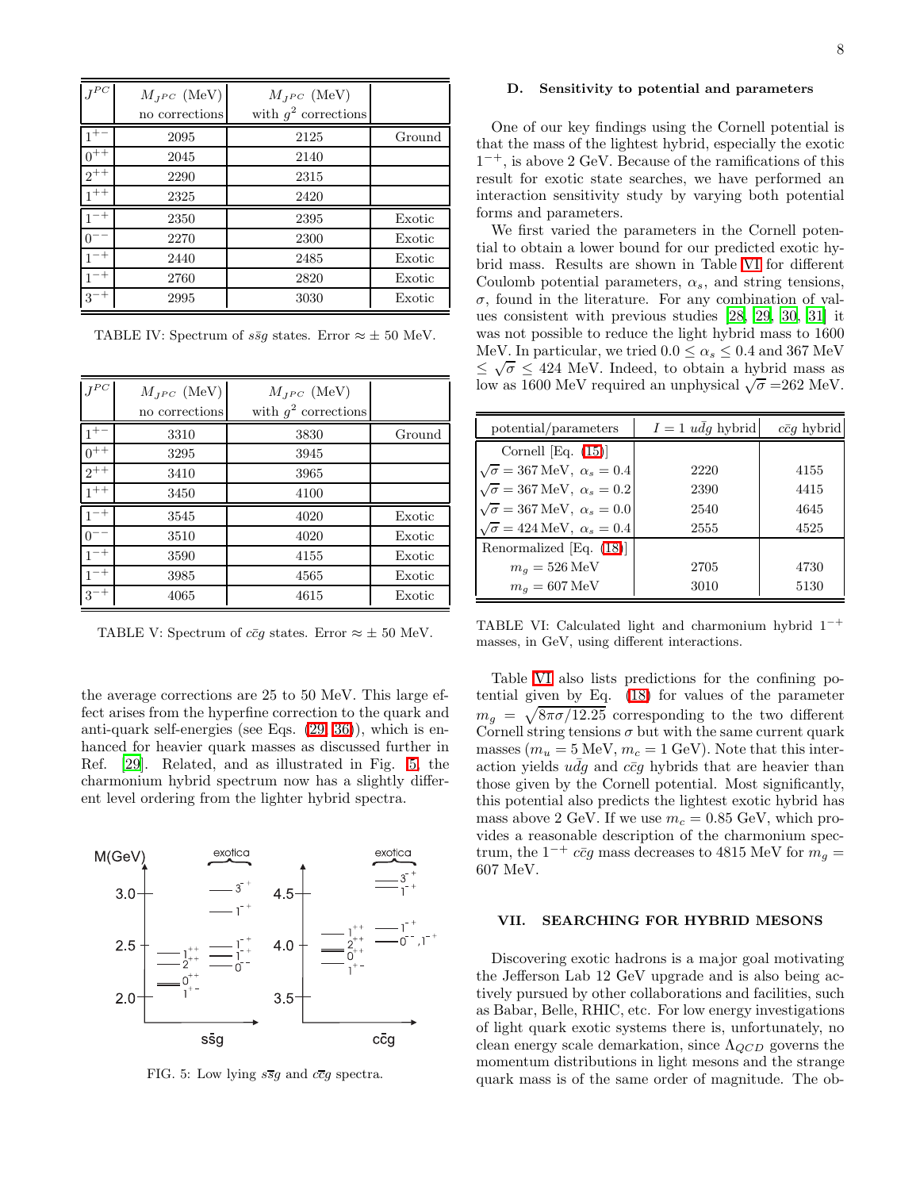| $J^{PC}$ | $M_{J^{PC}}$ (MeV) no corrections | $M_{J^{PC}}$ (MeV) with $g^2$ corrections | |
|---|---|---|---|
| $1^{+-}$ | 2095 | 2125 | Ground |
| $0^{++}$ | 2045 | 2140 | |
| $2^{++}$ | 2290 | 2315 | |
| $1^{++}$ | 2325 | 2420 | |
| $1^{-+}$ | 2350 | 2395 | Exotic |
| $0^{--}$ | 2270 | 2300 | Exotic |
| $1^{-+}$ | 2440 | 2485 | Exotic |
| $1^{-+}$ | 2760 | 2820 | Exotic |
| $3^{-+}$ | 2995 | 3030 | Exotic |

TABLE IV: Spectrum of $s\bar{s}g$ states. Error $\approx \pm$ 50 MeV.

| $J^{PC}$ | $M_{J^{PC}}$ (MeV) no corrections | $M_{J^{PC}}$ (MeV) with $g^2$ corrections | |
|---|---|---|---|
| $1^{+-}$ | 3310 | 3830 | Ground |
| $0^{++}$ | 3295 | 3945 | |
| $2^{++}$ | 3410 | 3965 | |
| $1^{++}$ | 3450 | 4100 | |
| $1^{-+}$ | 3545 | 4020 | Exotic |
| $0^{--}$ | 3510 | 4020 | Exotic |
| $1^{-+}$ | 3590 | 4155 | Exotic |
| $1^{-+}$ | 3985 | 4565 | Exotic |
| $3^{-+}$ | 4065 | 4615 | Exotic |

TABLE V: Spectrum of $c\bar{c}g$ states. Error $\approx \pm$ 50 MeV.

the average corrections are 25 to 50 MeV. This large effect arises from the hyperfine correction to the quark and anti-quark self-energies (see Eqs. (29, 36)), which is enhanced for heavier quark masses as discussed further in Ref. [29]. Related, and as illustrated in Fig. 5, the charmonium hybrid spectrum now has a slightly different level ordering from the lighter hybrid spectra.

FIG. 5: Low lying $s\overline{s}g$ and $c\overline{c}g$ spectra.

### D. Sensitivity to potential and parameters

One of our key findings using the Cornell potential is that the mass of the lightest hybrid, especially the exotic $1^{-+}$, is above 2 GeV. Because of the ramifications of this result for exotic state searches, we have performed an interaction sensitivity study by varying both potential forms and parameters.

We first varied the parameters in the Cornell potential to obtain a lower bound for our predicted exotic hybrid mass. Results are shown in Table VI for different Coulomb potential parameters, $\alpha_s$, and string tensions, $\sigma$, found in the literature. For any combination of values consistent with previous studies [28, 29, 30, 31] it was not possible to reduce the light hybrid mass to 1600 MeV. In particular, we tried $0.0 \leq \alpha_s \leq 0.4$ and 367 MeV $\leq \sqrt{\sigma} \leq$ 424 MeV. Indeed, to obtain a hybrid mass as low as 1600 MeV required an unphysical $\sqrt{\sigma}$ =262 MeV.

| potential/parameters | $I = 1$ $u\bar{d}g$ hybrid | $c\bar{c}g$ hybrid |
|---|---|---|
| Cornell [Eq. (15)] | | |
| $\sqrt{\sigma} = 367\,\text{MeV},\ \alpha_s = 0.4$ | 2220 | 4155 |
| $\sqrt{\sigma} = 367\,\text{MeV},\ \alpha_s = 0.2$ | 2390 | 4415 |
| $\sqrt{\sigma} = 367\,\text{MeV},\ \alpha_s = 0.0$ | 2540 | 4645 |
| $\sqrt{\sigma} = 424\,\text{MeV},\ \alpha_s = 0.4$ | 2555 | 4525 |
| Renormalized [Eq. (18)] | | |
| $m_g = 526\,\text{MeV}$ | 2705 | 4730 |
| $m_g = 607\,\text{MeV}$ | 3010 | 5130 |

TABLE VI: Calculated light and charmonium hybrid $1^{-+}$ masses, in GeV, using different interactions.

Table VI also lists predictions for the confining potential given by Eq. (18) for values of the parameter $m_g = \sqrt{8\pi\sigma/12.25}$ corresponding to the two different Cornell string tensions $\sigma$ but with the same current quark masses ($m_u = 5$ MeV, $m_c = 1$ GeV). Note that this interaction yields $u\bar{d}g$ and $c\bar{c}g$ hybrids that are heavier than those given by the Cornell potential. Most significantly, this potential also predicts the lightest exotic hybrid has mass above 2 GeV. If we use $m_c = 0.85$ GeV, which provides a reasonable description of the charmonium spectrum, the $1^{-+}$ $c\bar{c}g$ mass decreases to 4815 MeV for $m_g =$ 607 MeV.

## VII. SEARCHING FOR HYBRID MESONS

Discovering exotic hadrons is a major goal motivating the Jefferson Lab 12 GeV upgrade and is also being actively pursued by other collaborations and facilities, such as Babar, Belle, RHIC, etc. For low energy investigations of light quark exotic systems there is, unfortunately, no clean energy scale demarkation, since $\Lambda_{QCD}$ governs the momentum distributions in light mesons and the strange quark mass is of the same order of magnitude. The ob-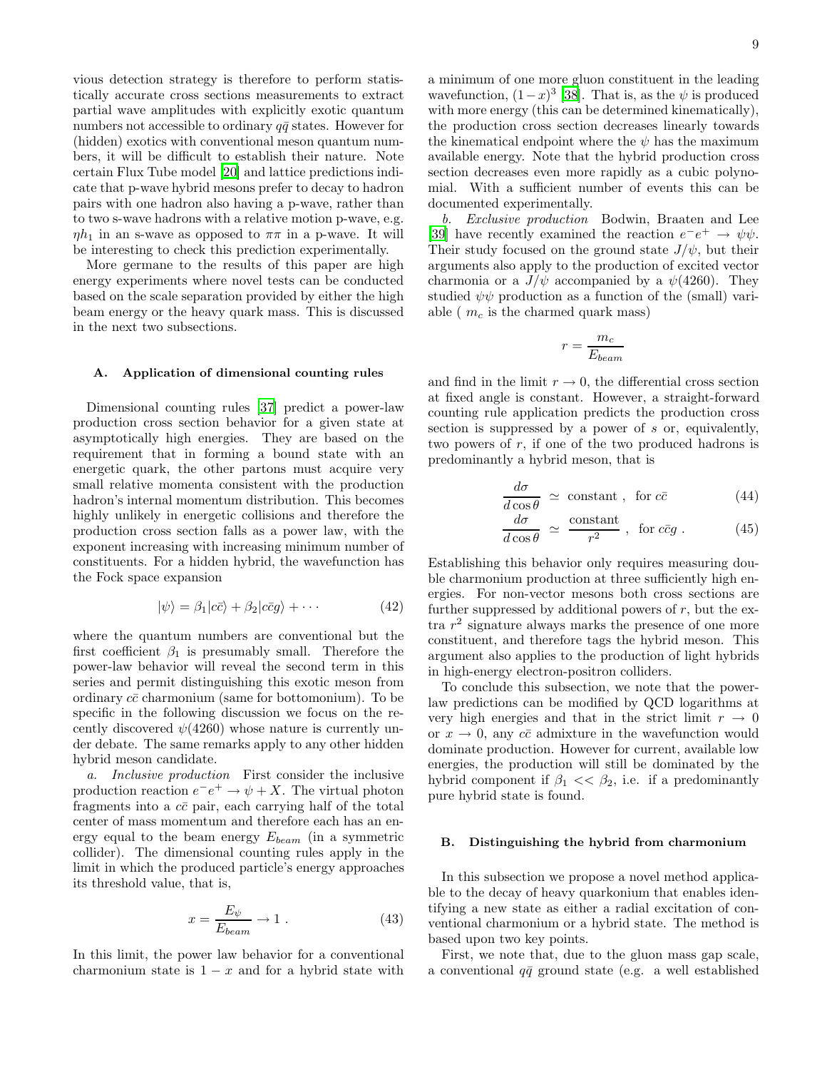vious detection strategy is therefore to perform statistically accurate cross sections measurements to extract partial wave amplitudes with explicitly exotic quantum numbers not accessible to ordinary $q\bar{q}$ states. However for (hidden) exotics with conventional meson quantum numbers, it will be difficult to establish their nature. Note certain Flux Tube model [20] and lattice predictions indicate that p-wave hybrid mesons prefer to decay to hadron pairs with one hadron also having a p-wave, rather than to two s-wave hadrons with a relative motion p-wave, e.g. $\eta h_1$ in an s-wave as opposed to $\pi\pi$ in a p-wave. It will be interesting to check this prediction experimentally.

More germane to the results of this paper are high energy experiments where novel tests can be conducted based on the scale separation provided by either the high beam energy or the heavy quark mass. This is discussed in the next two subsections.

### A. Application of dimensional counting rules

Dimensional counting rules [37] predict a power-law production cross section behavior for a given state at asymptotically high energies. They are based on the requirement that in forming a bound state with an energetic quark, the other partons must acquire very small relative momenta consistent with the production hadron's internal momentum distribution. This becomes highly unlikely in energetic collisions and therefore the production cross section falls as a power law, with the exponent increasing with increasing minimum number of constituents. For a hidden hybrid, the wavefunction has the Fock space expansion

$$|\psi\rangle = \beta_1 |c\bar{c}\rangle + \beta_2 |c\bar{c}g\rangle + \cdots \qquad (42)$$

where the quantum numbers are conventional but the first coefficient $\beta_1$ is presumably small. Therefore the power-law behavior will reveal the second term in this series and permit distinguishing this exotic meson from ordinary $c\bar{c}$ charmonium (same for bottomonium). To be specific in the following discussion we focus on the recently discovered $\psi(4260)$ whose nature is currently under debate. The same remarks apply to any other hidden hybrid meson candidate.

*a. Inclusive production* First consider the inclusive production reaction $e^-e^+ \to \psi + X$. The virtual photon fragments into a $c\bar{c}$ pair, each carrying half of the total center of mass momentum and therefore each has an energy equal to the beam energy $E_{beam}$ (in a symmetric collider). The dimensional counting rules apply in the limit in which the produced particle's energy approaches its threshold value, that is,

$$x = \frac{E_\psi}{E_{beam}} \to 1 \ . \qquad (43)$$

In this limit, the power law behavior for a conventional charmonium state is $1-x$ and for a hybrid state with a minimum of one more gluon constituent in the leading wavefunction, $(1-x)^3$ [38]. That is, as the $\psi$ is produced with more energy (this can be determined kinematically), the production cross section decreases linearly towards the kinematical endpoint where the $\psi$ has the maximum available energy. Note that the hybrid production cross section decreases even more rapidly as a cubic polynomial. With a sufficient number of events this can be documented experimentally.

*b. Exclusive production* Bodwin, Braaten and Lee [39] have recently examined the reaction $e^-e^+ \to \psi\psi$. Their study focused on the ground state $J/\psi$, but their arguments also apply to the production of excited vector charmonia or a $J/\psi$ accompanied by a $\psi(4260)$. They studied $\psi\psi$ production as a function of the (small) variable ( $m_c$ is the charmed quark mass)

$$r = \frac{m_c}{E_{beam}}$$

and find in the limit $r \to 0$, the differential cross section at fixed angle is constant. However, a straight-forward counting rule application predicts the production cross section is suppressed by a power of $s$ or, equivalently, two powers of $r$, if one of the two produced hadrons is predominantly a hybrid meson, that is

$$\frac{d\sigma}{d\cos\theta} \simeq \text{constant} \ , \ \text{ for } c\bar{c} \qquad (44)$$

$$\frac{d\sigma}{d\cos\theta} \simeq \frac{\text{constant}}{r^2} \ , \ \text{ for } c\bar{c}g \ . \qquad (45)$$

Establishing this behavior only requires measuring double charmonium production at three sufficiently high energies. For non-vector mesons both cross sections are further suppressed by additional powers of $r$, but the extra $r^2$ signature always marks the presence of one more constituent, and therefore tags the hybrid meson. This argument also applies to the production of light hybrids in high-energy electron-positron colliders.

To conclude this subsection, we note that the power-law predictions can be modified by QCD logarithms at very high energies and that in the strict limit $r \to 0$ or $x \to 0$, any $c\bar{c}$ admixture in the wavefunction would dominate production. However for current, available low energies, the production will still be dominated by the hybrid component if $\beta_1 << \beta_2$, i.e. if a predominantly pure hybrid state is found.

### B. Distinguishing the hybrid from charmonium

In this subsection we propose a novel method applicable to the decay of heavy quarkonium that enables identifying a new state as either a radial excitation of conventional charmonium or a hybrid state. The method is based upon two key points.

First, we note that, due to the gluon mass gap scale, a conventional $q\bar{q}$ ground state (e.g. a well established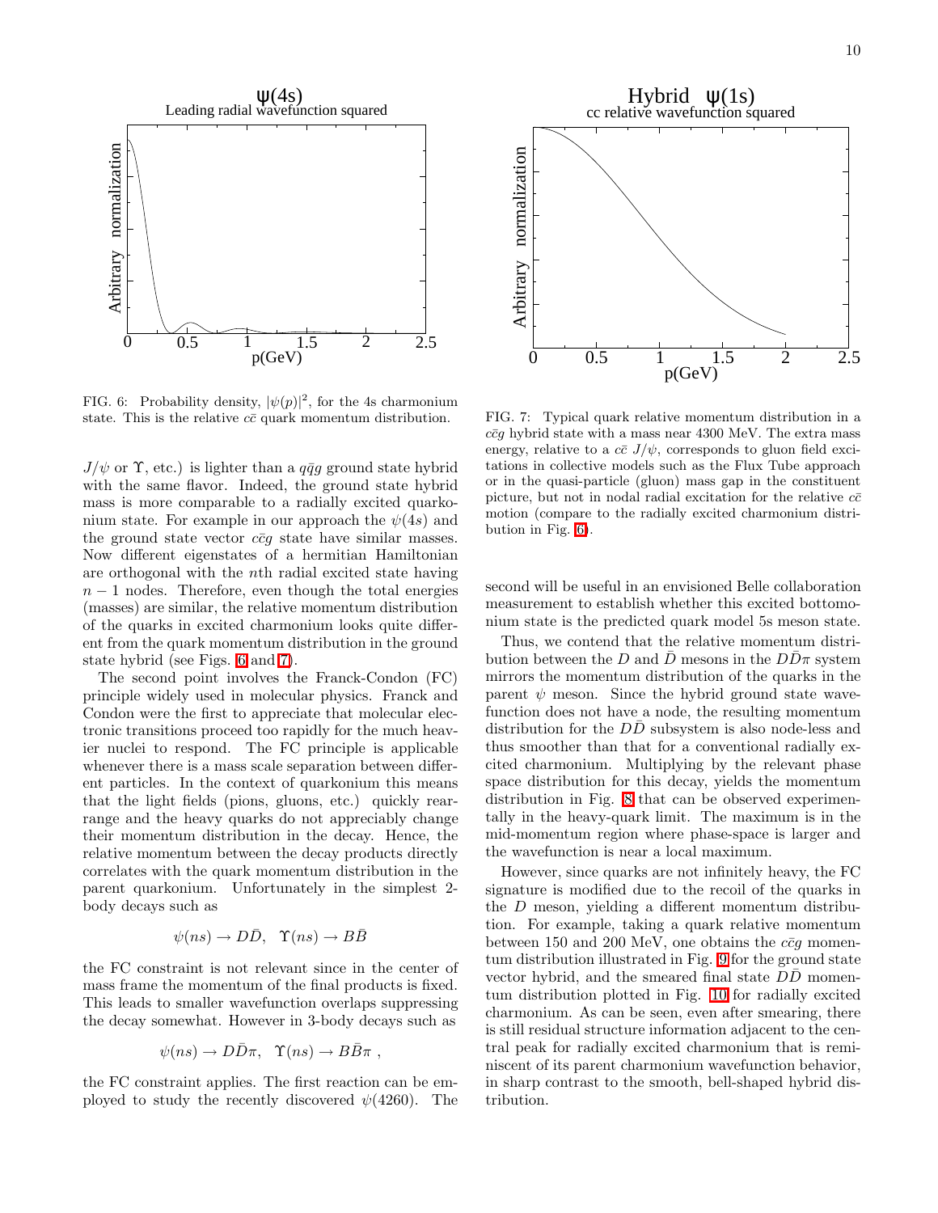FIG. 6: Probability density, $|\psi(p)|^2$, for the 4s charmonium state. This is the relative $c\bar{c}$ quark momentum distribution.

FIG. 7: Typical quark relative momentum distribution in a $c\bar{c}g$ hybrid state with a mass near 4300 MeV. The extra mass energy, relative to a $c\bar{c}$ $J/\psi$, corresponds to gluon field excitations in collective models such as the Flux Tube approach or in the quasi-particle (gluon) mass gap in the constituent picture, but not in nodal radial excitation for the relative $c\bar{c}$ motion (compare to the radially excited charmonium distribution in Fig. 6).

$J/\psi$ or $\Upsilon$, etc.) is lighter than a $q\bar{q}g$ ground state hybrid with the same flavor. Indeed, the ground state hybrid mass is more comparable to a radially excited quarkonium state. For example in our approach the $\psi(4s)$ and the ground state vector $c\bar{c}g$ state have similar masses. Now different eigenstates of a hermitian Hamiltonian are orthogonal with the $n$th radial excited state having $n-1$ nodes. Therefore, even though the total energies (masses) are similar, the relative momentum distribution of the quarks in excited charmonium looks quite different from the quark momentum distribution in the ground state hybrid (see Figs. 6 and 7).

The second point involves the Franck-Condon (FC) principle widely used in molecular physics. Franck and Condon were the first to appreciate that molecular electronic transitions proceed too rapidly for the much heavier nuclei to respond. The FC principle is applicable whenever there is a mass scale separation between different particles. In the context of quarkonium this means that the light fields (pions, gluons, etc.) quickly rearrange and the heavy quarks do not appreciably change their momentum distribution in the decay. Hence, the relative momentum between the decay products directly correlates with the quark momentum distribution in the parent quarkonium. Unfortunately in the simplest 2-body decays such as

$$\psi(ns) \rightarrow D\bar{D}, \quad \Upsilon(ns) \rightarrow B\bar{B}$$

the FC constraint is not relevant since in the center of mass frame the momentum of the final products is fixed. This leads to smaller wavefunction overlaps suppressing the decay somewhat. However in 3-body decays such as

$$\psi(ns) \rightarrow D\bar{D}\pi, \quad \Upsilon(ns) \rightarrow B\bar{B}\pi \ ,$$

the FC constraint applies. The first reaction can be employed to study the recently discovered $\psi(4260)$. The second will be useful in an envisioned Belle collaboration measurement to establish whether this excited bottomonium state is the predicted quark model 5s meson state.

Thus, we contend that the relative momentum distribution between the $D$ and $\bar{D}$ mesons in the $D\bar{D}\pi$ system mirrors the momentum distribution of the quarks in the parent $\psi$ meson. Since the hybrid ground state wavefunction does not have a node, the resulting momentum distribution for the $D\bar{D}$ subsystem is also node-less and thus smoother than that for a conventional radially excited charmonium. Multiplying by the relevant phase space distribution for this decay, yields the momentum distribution in Fig. 8 that can be observed experimentally in the heavy-quark limit. The maximum is in the mid-momentum region where phase-space is larger and the wavefunction is near a local maximum.

However, since quarks are not infinitely heavy, the FC signature is modified due to the recoil of the quarks in the $D$ meson, yielding a different momentum distribution. For example, taking a quark relative momentum between 150 and 200 MeV, one obtains the $c\bar{c}g$ momentum distribution illustrated in Fig. 9 for the ground state vector hybrid, and the smeared final state $D\bar{D}$ momentum distribution plotted in Fig. 10 for radially excited charmonium. As can be seen, even after smearing, there is still residual structure information adjacent to the central peak for radially excited charmonium that is reminiscent of its parent charmonium wavefunction behavior, in sharp contrast to the smooth, bell-shaped hybrid distribution.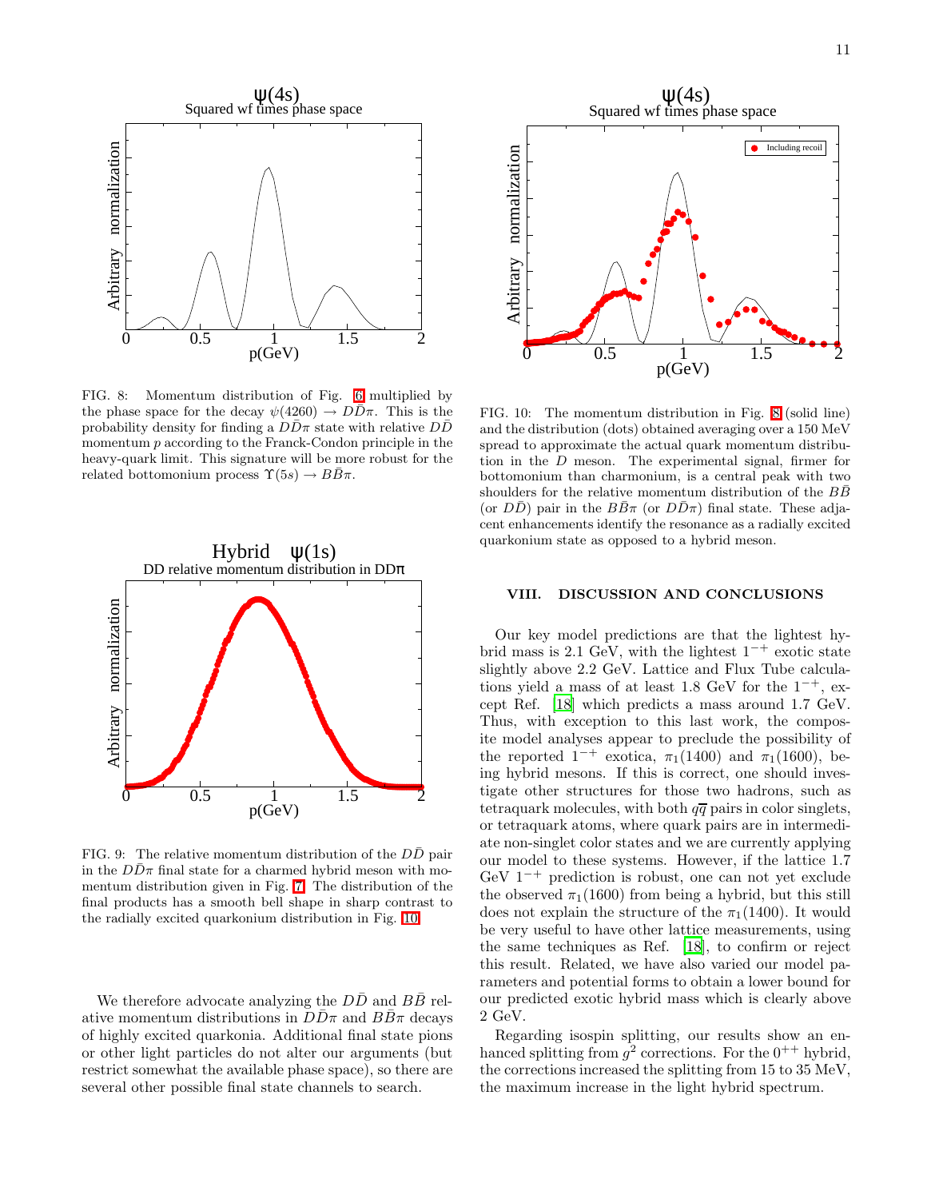FIG. 8: Momentum distribution of Fig. 6 multiplied by the phase space for the decay $\psi(4260) \to D\bar{D}\pi$. This is the probability density for finding a $D\bar{D}\pi$ state with relative $D\bar{D}$ momentum $p$ according to the Franck-Condon principle in the heavy-quark limit. This signature will be more robust for the related bottomonium process $\Upsilon(5s) \to B\bar{B}\pi$.

FIG. 9: The relative momentum distribution of the $D\bar{D}$ pair in the $D\bar{D}\pi$ final state for a charmed hybrid meson with momentum distribution given in Fig. 7. The distribution of the final products has a smooth bell shape in sharp contrast to the radially excited quarkonium distribution in Fig. 10.

We therefore advocate analyzing the $D\bar{D}$ and $B\bar{B}$ relative momentum distributions in $D\bar{D}\pi$ and $B\bar{B}\pi$ decays of highly excited quarkonia. Additional final state pions or other light particles do not alter our arguments (but restrict somewhat the available phase space), so there are several other possible final state channels to search.

FIG. 10: The momentum distribution in Fig. 8 (solid line) and the distribution (dots) obtained averaging over a 150 MeV spread to approximate the actual quark momentum distribution in the $D$ meson. The experimental signal, firmer for bottomonium than charmonium, is a central peak with two shoulders for the relative momentum distribution of the $B\bar{B}$ (or $D\bar{D}$) pair in the $B\bar{B}\pi$ (or $D\bar{D}\pi$) final state. These adjacent enhancements identify the resonance as a radially excited quarkonium state as opposed to a hybrid meson.

## VIII. DISCUSSION AND CONCLUSIONS

Our key model predictions are that the lightest hybrid mass is 2.1 GeV, with the lightest $1^{-+}$ exotic state slightly above 2.2 GeV. Lattice and Flux Tube calculations yield a mass of at least 1.8 GeV for the $1^{-+}$, except Ref. [18] which predicts a mass around 1.7 GeV. Thus, with exception to this last work, the composite model analyses appear to preclude the possibility of the reported $1^{-+}$ exotica, $\pi_1(1400)$ and $\pi_1(1600)$, being hybrid mesons. If this is correct, one should investigate other structures for those two hadrons, such as tetraquark molecules, with both $q\overline{q}$ pairs in color singlets, or tetraquark atoms, where quark pairs are in intermediate non-singlet color states and we are currently applying our model to these systems. However, if the lattice 1.7 GeV $1^{-+}$ prediction is robust, one can not yet exclude the observed $\pi_1(1600)$ from being a hybrid, but this still does not explain the structure of the $\pi_1(1400)$. It would be very useful to have other lattice measurements, using the same techniques as Ref. [18], to confirm or reject this result. Related, we have also varied our model parameters and potential forms to obtain a lower bound for our predicted exotic hybrid mass which is clearly above 2 GeV.

Regarding isospin splitting, our results show an enhanced splitting from $g^2$ corrections. For the $0^{++}$ hybrid, the corrections increased the splitting from 15 to 35 MeV, the maximum increase in the light hybrid spectrum.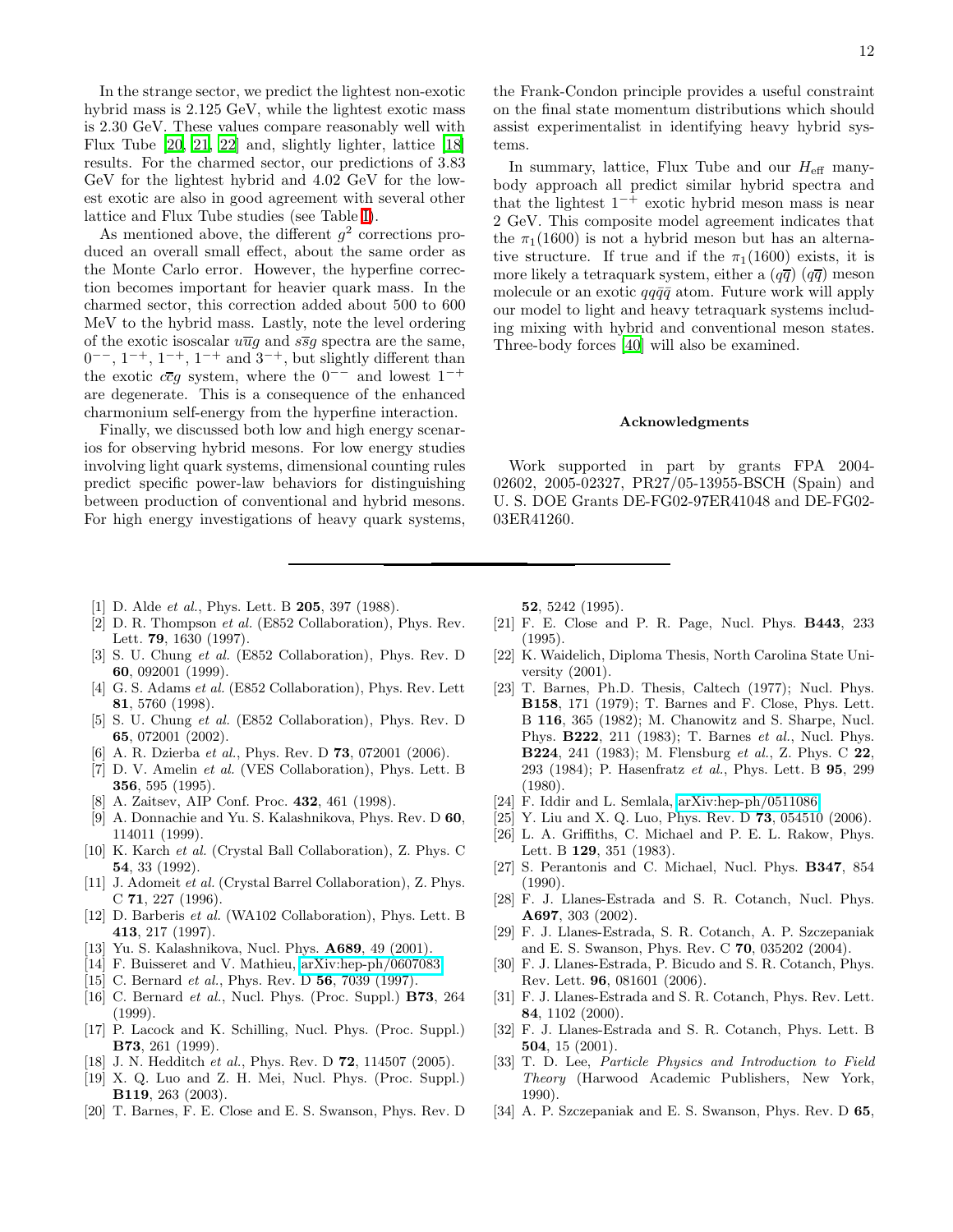In the strange sector, we predict the lightest non-exotic hybrid mass is 2.125 GeV, while the lightest exotic mass is 2.30 GeV. These values compare reasonably well with Flux Tube [20, 21, 22] and, slightly lighter, lattice [18] results. For the charmed sector, our predictions of 3.83 GeV for the lightest hybrid and 4.02 GeV for the lowest exotic are also in good agreement with several other lattice and Flux Tube studies (see Table II).

As mentioned above, the different $g^2$ corrections produced an overall small effect, about the same order as the Monte Carlo error. However, the hyperfine correction becomes important for heavier quark mass. In the charmed sector, this correction added about 500 to 600 MeV to the hybrid mass. Lastly, note the level ordering of the exotic isoscalar $u\overline{u}g$ and $s\overline{s}g$ spectra are the same, $0^{--}$, $1^{-+}$, $1^{-+}$, $1^{-+}$ and $3^{-+}$, but slightly different than the exotic $c\overline{c}g$ system, where the $0^{--}$ and lowest $1^{-+}$ are degenerate. This is a consequence of the enhanced charmonium self-energy from the hyperfine interaction.

Finally, we discussed both low and high energy scenarios for observing hybrid mesons. For low energy studies involving light quark systems, dimensional counting rules predict specific power-law behaviors for distinguishing between production of conventional and hybrid mesons. For high energy investigations of heavy quark systems, the Frank-Condon principle provides a useful constraint on the final state momentum distributions which should assist experimentalist in identifying heavy hybrid systems.

In summary, lattice, Flux Tube and our $H_{\rm eff}$ many-body approach all predict similar hybrid spectra and that the lightest $1^{-+}$ exotic hybrid meson mass is near 2 GeV. This composite model agreement indicates that the $\pi_1(1600)$ is not a hybrid meson but has an alternative structure. If true and if the $\pi_1(1600)$ exists, it is more likely a tetraquark system, either a $(q\overline{q})$ $(q\overline{q})$ meson molecule or an exotic $qq\overline{q}\overline{q}$ atom. Future work will apply our model to light and heavy tetraquark systems including mixing with hybrid and conventional meson states. Three-body forces [40] will also be examined.

## Acknowledgments

Work supported in part by grants FPA 2004-02602, 2005-02327, PR27/05-13955-BSCH (Spain) and U. S. DOE Grants DE-FG02-97ER41048 and DE-FG02-03ER41260.

---

[1] D. Alde *et al.*, Phys. Lett. B **205**, 397 (1988).
[2] D. R. Thompson *et al.* (E852 Collaboration), Phys. Rev. Lett. **79**, 1630 (1997).
[3] S. U. Chung *et al.* (E852 Collaboration), Phys. Rev. D **60**, 092001 (1999).
[4] G. S. Adams *et al.* (E852 Collaboration), Phys. Rev Lett **81**, 5760 (1998).
[5] S. U. Chung *et al.* (E852 Collaboration), Phys. Rev. D **65**, 072001 (2002).
[6] A. R. Dzierba *et al.*, Phys. Rev. D **73**, 072001 (2006).
[7] D. V. Amelin *et al.* (VES Collaboration), Phys. Lett. B **356**, 595 (1995).
[8] A. Zaitsev, AIP Conf. Proc. **432**, 461 (1998).
[9] A. Donnachie and Yu. S. Kalashnikova, Phys. Rev. D **60**, 114011 (1999).
[10] K. Karch *et al.* (Crystal Ball Collaboration), Z. Phys. C **54**, 33 (1992).
[11] J. Adomeit *et al.* (Crystal Barrel Collaboration), Z. Phys. C **71**, 227 (1996).
[12] D. Barberis *et al.* (WA102 Collaboration), Phys. Lett. B **413**, 217 (1997).
[13] Yu. S. Kalashnikova, Nucl. Phys. **A689**, 49 (2001).
[14] F. Buisseret and V. Mathieu, arXiv:hep-ph/0607083.
[15] C. Bernard *et al.*, Phys. Rev. D **56**, 7039 (1997).
[16] C. Bernard *et al.*, Nucl. Phys. (Proc. Suppl.) **B73**, 264 (1999).
[17] P. Lacock and K. Schilling, Nucl. Phys. (Proc. Suppl.) **B73**, 261 (1999).
[18] J. N. Hedditch *et al.*, Phys. Rev. D **72**, 114507 (2005).
[19] X. Q. Luo and Z. H. Mei, Nucl. Phys. (Proc. Suppl.) **B119**, 263 (2003).
[20] T. Barnes, F. E. Close and E. S. Swanson, Phys. Rev. D **52**, 5242 (1995).
[21] F. E. Close and P. R. Page, Nucl. Phys. **B443**, 233 (1995).
[22] K. Waidelich, Diploma Thesis, North Carolina State University (2001).
[23] T. Barnes, Ph.D. Thesis, Caltech (1977); Nucl. Phys. **B158**, 171 (1979); T. Barnes and F. Close, Phys. Lett. B **116**, 365 (1982); M. Chanowitz and S. Sharpe, Nucl. Phys. **B222**, 211 (1983); T. Barnes *et al.*, Nucl. Phys. **B224**, 241 (1983); M. Flensburg *et al.*, Z. Phys. C **22**, 293 (1984); P. Hasenfratz *et al.*, Phys. Lett. B **95**, 299 (1980).
[24] F. Iddir and L. Semlala, arXiv:hep-ph/0511086.
[25] Y. Liu and X. Q. Luo, Phys. Rev. D **73**, 054510 (2006).
[26] L. A. Griffiths, C. Michael and P. E. L. Rakow, Phys. Lett. B **129**, 351 (1983).
[27] S. Perantonis and C. Michael, Nucl. Phys. **B347**, 854 (1990).
[28] F. J. Llanes-Estrada and S. R. Cotanch, Nucl. Phys. **A697**, 303 (2002).
[29] F. J. Llanes-Estrada, S. R. Cotanch, A. P. Szczepaniak and E. S. Swanson, Phys. Rev. C **70**, 035202 (2004).
[30] F. J. Llanes-Estrada, P. Bicudo and S. R. Cotanch, Phys. Rev. Lett. **96**, 081601 (2006).
[31] F. J. Llanes-Estrada and S. R. Cotanch, Phys. Rev. Lett. **84**, 1102 (2000).
[32] F. J. Llanes-Estrada and S. R. Cotanch, Phys. Lett. B **504**, 15 (2001).
[33] T. D. Lee, *Particle Physics and Introduction to Field Theory* (Harwood Academic Publishers, New York, 1990).
[34] A. P. Szczepaniak and E. S. Swanson, Phys. Rev. D **65**,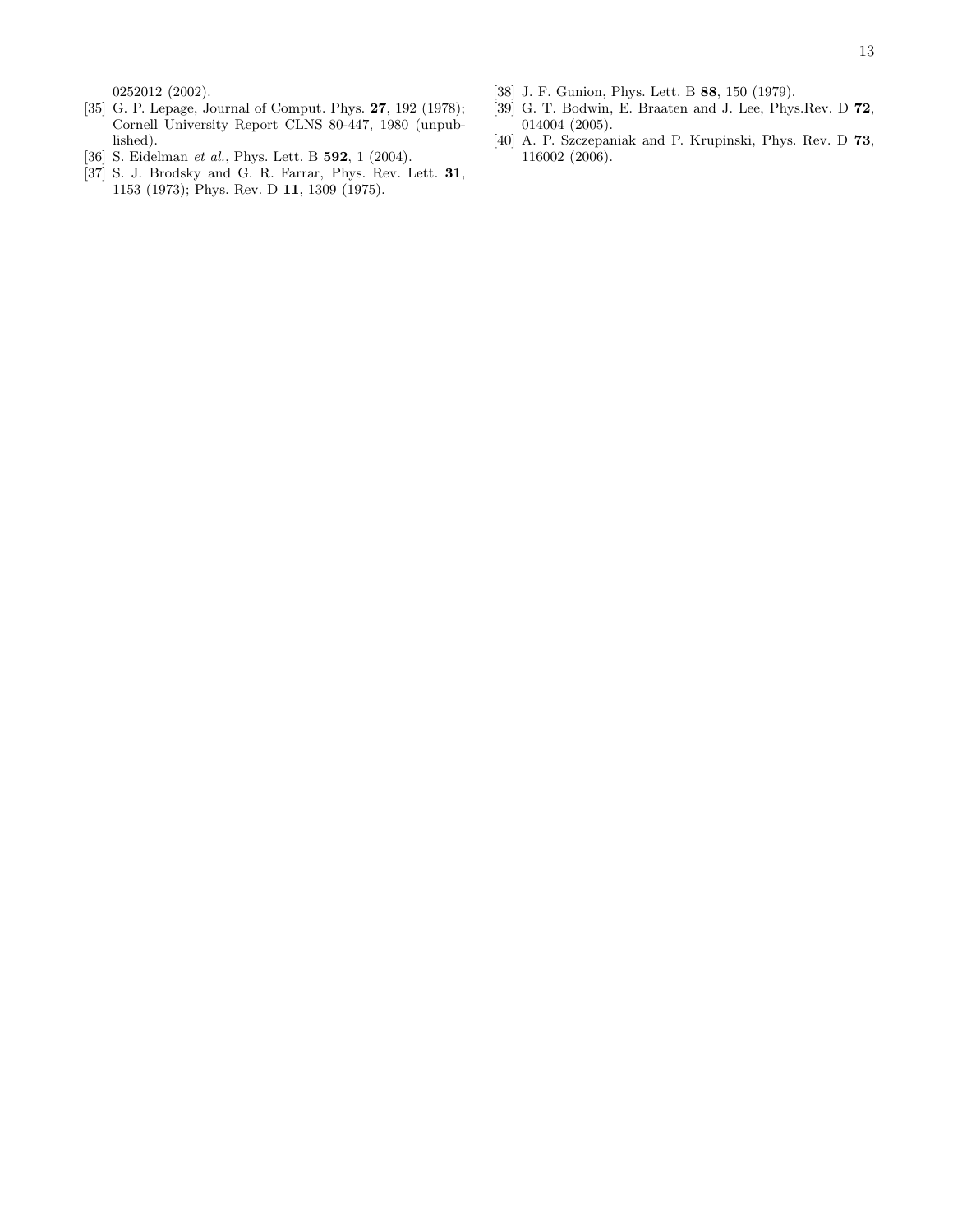0252012 (2002).

[35] G. P. Lepage, Journal of Comput. Phys. **27**, 192 (1978); Cornell University Report CLNS 80-447, 1980 (unpublished).

[36] S. Eidelman *et al.*, Phys. Lett. B **592**, 1 (2004).

[37] S. J. Brodsky and G. R. Farrar, Phys. Rev. Lett. **31**, 1153 (1973); Phys. Rev. D **11**, 1309 (1975).

[38] J. F. Gunion, Phys. Lett. B **88**, 150 (1979).

[39] G. T. Bodwin, E. Braaten and J. Lee, Phys.Rev. D **72**, 014004 (2005).

[40] A. P. Szczepaniak and P. Krupinski, Phys. Rev. D **73**, 116002 (2006).